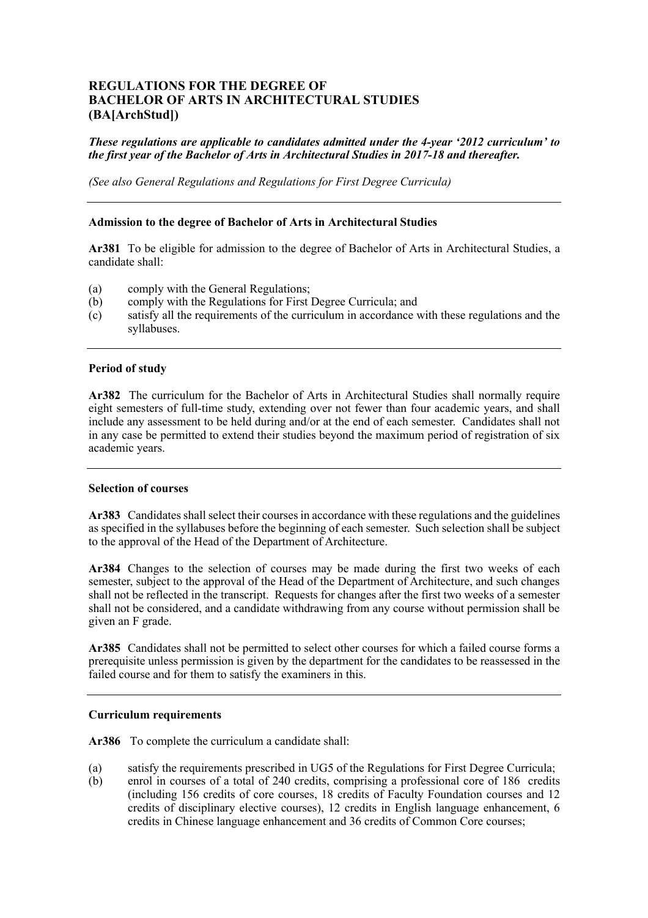# REGULATIONS FOR THE DEGREE OF BACHELOR OF ARTS IN ARCHITECTURAL STUDIES (BA[ArchStud])

***These regulations are applicable to candidates admitted under the 4-year '2012 curriculum' to the first year of the Bachelor of Arts in Architectural Studies in 2017-18 and thereafter.***

*(See also General Regulations and Regulations for First Degree Curricula)*

---

### Admission to the degree of Bachelor of Arts in Architectural Studies

**Ar381** To be eligible for admission to the degree of Bachelor of Arts in Architectural Studies, a candidate shall:

(a) comply with the General Regulations;
(b) comply with the Regulations for First Degree Curricula; and
(c) satisfy all the requirements of the curriculum in accordance with these regulations and the syllabuses.

---

### Period of study

**Ar382** The curriculum for the Bachelor of Arts in Architectural Studies shall normally require eight semesters of full-time study, extending over not fewer than four academic years, and shall include any assessment to be held during and/or at the end of each semester. Candidates shall not in any case be permitted to extend their studies beyond the maximum period of registration of six academic years.

---

### Selection of courses

**Ar383** Candidates shall select their courses in accordance with these regulations and the guidelines as specified in the syllabuses before the beginning of each semester. Such selection shall be subject to the approval of the Head of the Department of Architecture.

**Ar384** Changes to the selection of courses may be made during the first two weeks of each semester, subject to the approval of the Head of the Department of Architecture, and such changes shall not be reflected in the transcript. Requests for changes after the first two weeks of a semester shall not be considered, and a candidate withdrawing from any course without permission shall be given an F grade.

**Ar385** Candidates shall not be permitted to select other courses for which a failed course forms a prerequisite unless permission is given by the department for the candidates to be reassessed in the failed course and for them to satisfy the examiners in this.

---

### Curriculum requirements

**Ar386** To complete the curriculum a candidate shall:

(a) satisfy the requirements prescribed in UG5 of the Regulations for First Degree Curricula;
(b) enrol in courses of a total of 240 credits, comprising a professional core of 186 credits (including 156 credits of core courses, 18 credits of Faculty Foundation courses and 12 credits of disciplinary elective courses), 12 credits in English language enhancement, 6 credits in Chinese language enhancement and 36 credits of Common Core courses;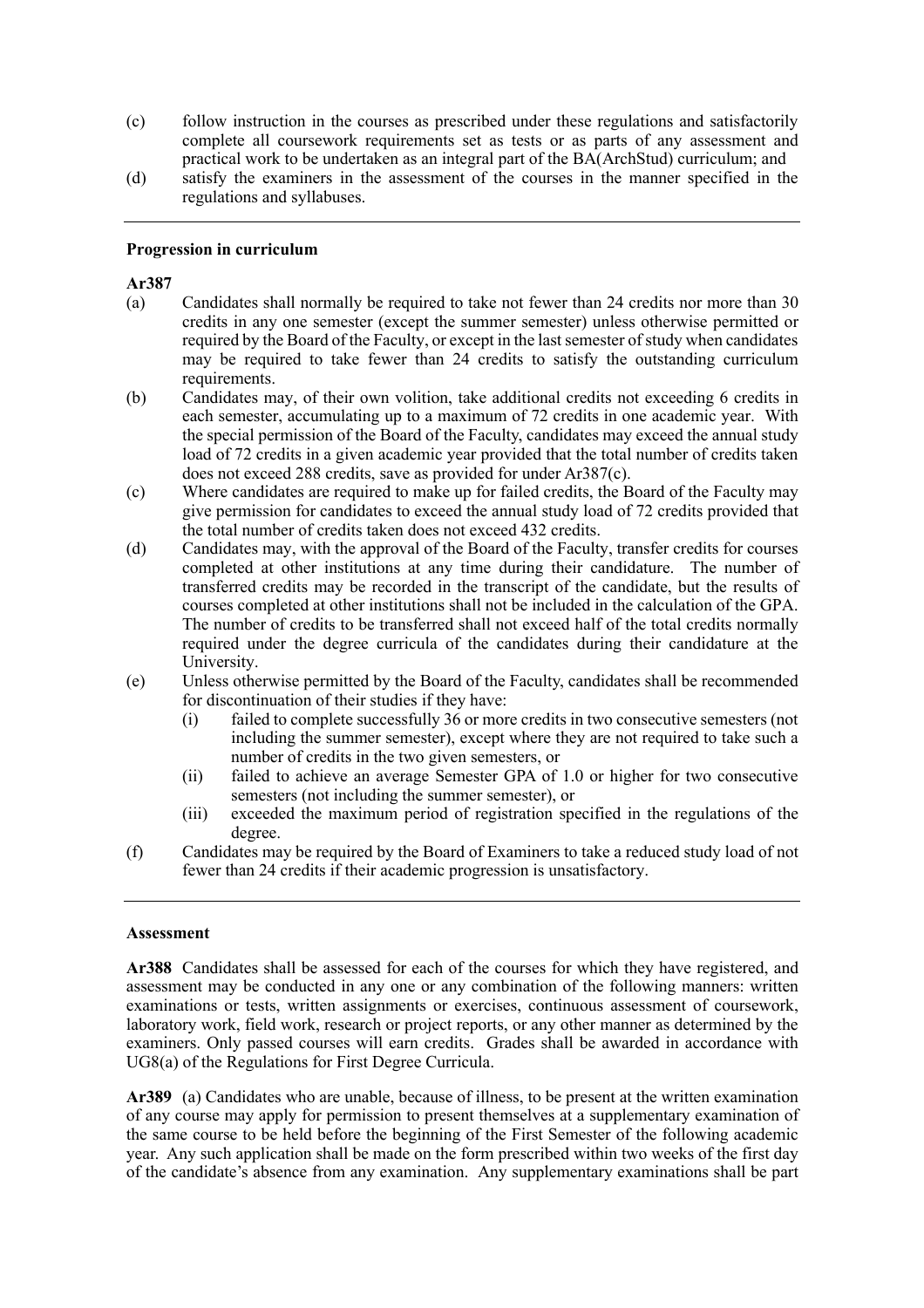(c) follow instruction in the courses as prescribed under these regulations and satisfactorily complete all coursework requirements set as tests or as parts of any assessment and practical work to be undertaken as an integral part of the BA(ArchStud) curriculum; and

(d) satisfy the examiners in the assessment of the courses in the manner specified in the regulations and syllabuses.

---

**Progression in curriculum**

**Ar387**

(a) Candidates shall normally be required to take not fewer than 24 credits nor more than 30 credits in any one semester (except the summer semester) unless otherwise permitted or required by the Board of the Faculty, or except in the last semester of study when candidates may be required to take fewer than 24 credits to satisfy the outstanding curriculum requirements.

(b) Candidates may, of their own volition, take additional credits not exceeding 6 credits in each semester, accumulating up to a maximum of 72 credits in one academic year. With the special permission of the Board of the Faculty, candidates may exceed the annual study load of 72 credits in a given academic year provided that the total number of credits taken does not exceed 288 credits, save as provided for under Ar387(c).

(c) Where candidates are required to make up for failed credits, the Board of the Faculty may give permission for candidates to exceed the annual study load of 72 credits provided that the total number of credits taken does not exceed 432 credits.

(d) Candidates may, with the approval of the Board of the Faculty, transfer credits for courses completed at other institutions at any time during their candidature. The number of transferred credits may be recorded in the transcript of the candidate, but the results of courses completed at other institutions shall not be included in the calculation of the GPA. The number of credits to be transferred shall not exceed half of the total credits normally required under the degree curricula of the candidates during their candidature at the University.

(e) Unless otherwise permitted by the Board of the Faculty, candidates shall be recommended for discontinuation of their studies if they have:
   - (i) failed to complete successfully 36 or more credits in two consecutive semesters (not including the summer semester), except where they are not required to take such a number of credits in the two given semesters, or
   - (ii) failed to achieve an average Semester GPA of 1.0 or higher for two consecutive semesters (not including the summer semester), or
   - (iii) exceeded the maximum period of registration specified in the regulations of the degree.

(f) Candidates may be required by the Board of Examiners to take a reduced study load of not fewer than 24 credits if their academic progression is unsatisfactory.

---

**Assessment**

**Ar388** Candidates shall be assessed for each of the courses for which they have registered, and assessment may be conducted in any one or any combination of the following manners: written examinations or tests, written assignments or exercises, continuous assessment of coursework, laboratory work, field work, research or project reports, or any other manner as determined by the examiners. Only passed courses will earn credits. Grades shall be awarded in accordance with UG8(a) of the Regulations for First Degree Curricula.

**Ar389** (a) Candidates who are unable, because of illness, to be present at the written examination of any course may apply for permission to present themselves at a supplementary examination of the same course to be held before the beginning of the First Semester of the following academic year. Any such application shall be made on the form prescribed within two weeks of the first day of the candidate's absence from any examination. Any supplementary examinations shall be part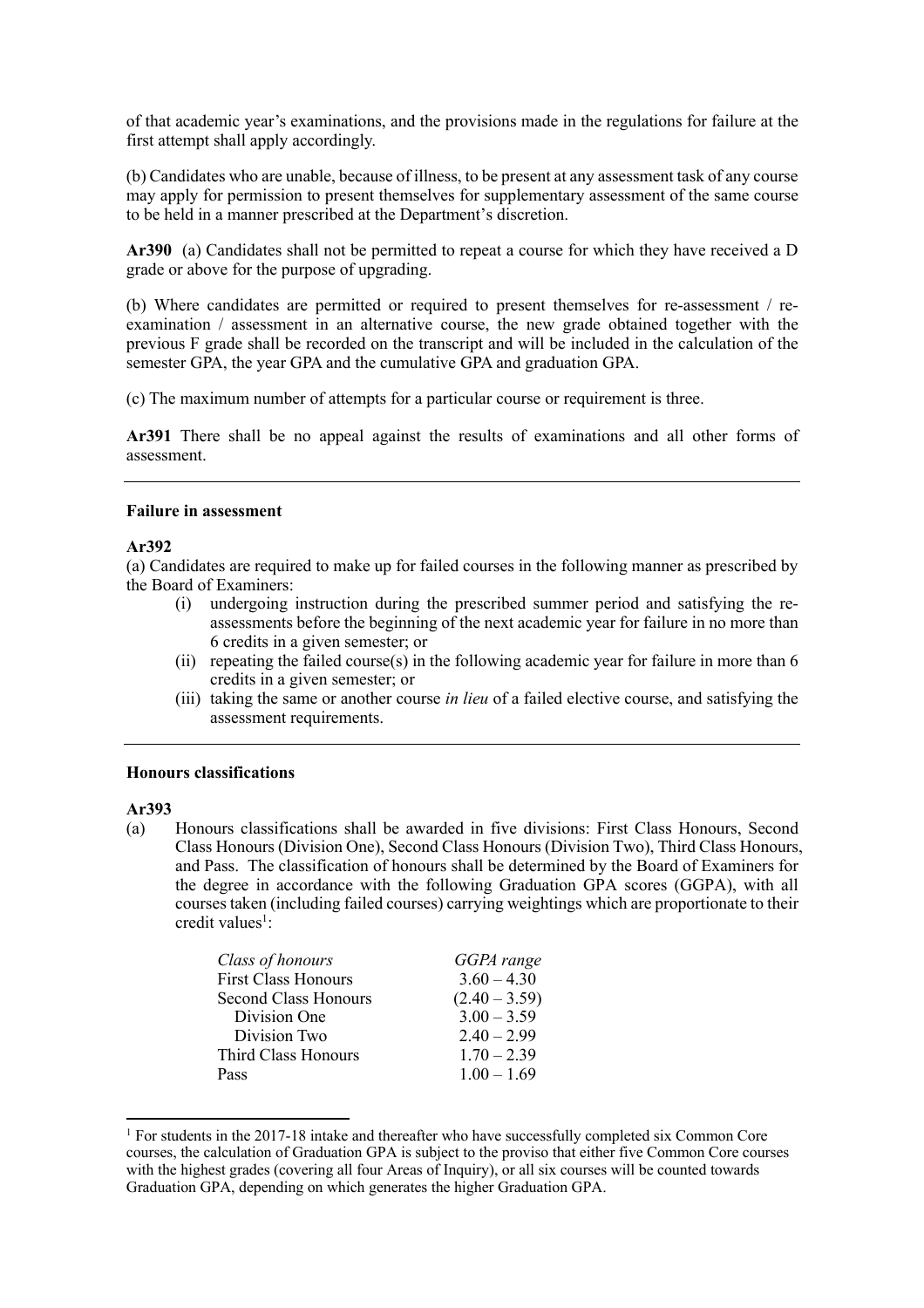of that academic year's examinations, and the provisions made in the regulations for failure at the first attempt shall apply accordingly.

(b) Candidates who are unable, because of illness, to be present at any assessment task of any course may apply for permission to present themselves for supplementary assessment of the same course to be held in a manner prescribed at the Department's discretion.

**Ar390** (a) Candidates shall not be permitted to repeat a course for which they have received a D grade or above for the purpose of upgrading.

(b) Where candidates are permitted or required to present themselves for re-assessment / re-examination / assessment in an alternative course, the new grade obtained together with the previous F grade shall be recorded on the transcript and will be included in the calculation of the semester GPA, the year GPA and the cumulative GPA and graduation GPA.

(c) The maximum number of attempts for a particular course or requirement is three.

**Ar391** There shall be no appeal against the results of examinations and all other forms of assessment.

---

**Failure in assessment**

**Ar392**

(a) Candidates are required to make up for failed courses in the following manner as prescribed by the Board of Examiners:

(i) undergoing instruction during the prescribed summer period and satisfying the re-assessments before the beginning of the next academic year for failure in no more than 6 credits in a given semester; or

(ii) repeating the failed course(s) in the following academic year for failure in more than 6 credits in a given semester; or

(iii) taking the same or another course *in lieu* of a failed elective course, and satisfying the assessment requirements.

---

**Honours classifications**

**Ar393**

(a) Honours classifications shall be awarded in five divisions: First Class Honours, Second Class Honours (Division One), Second Class Honours (Division Two), Third Class Honours, and Pass. The classification of honours shall be determined by the Board of Examiners for the degree in accordance with the following Graduation GPA scores (GGPA), with all courses taken (including failed courses) carrying weightings which are proportionate to their credit values[1]:

| *Class of honours* | *GGPA range* |
|---|---|
| First Class Honours | 3.60 – 4.30 |
| Second Class Honours | (2.40 – 3.59) |
| Division One | 3.00 – 3.59 |
| Division Two | 2.40 – 2.99 |
| Third Class Honours | 1.70 – 2.39 |
| Pass | 1.00 – 1.69 |

[1] For students in the 2017-18 intake and thereafter who have successfully completed six Common Core courses, the calculation of Graduation GPA is subject to the proviso that either five Common Core courses with the highest grades (covering all four Areas of Inquiry), or all six courses will be counted towards Graduation GPA, depending on which generates the higher Graduation GPA.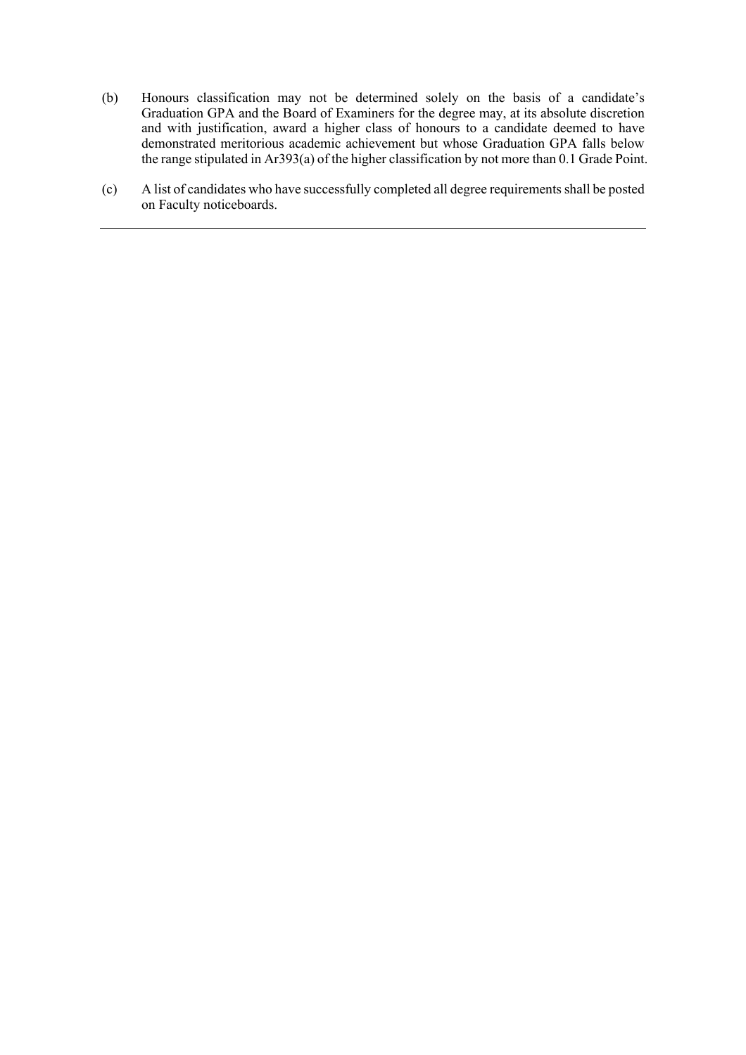(b) Honours classification may not be determined solely on the basis of a candidate's Graduation GPA and the Board of Examiners for the degree may, at its absolute discretion and with justification, award a higher class of honours to a candidate deemed to have demonstrated meritorious academic achievement but whose Graduation GPA falls below the range stipulated in Ar393(a) of the higher classification by not more than 0.1 Grade Point.

(c) A list of candidates who have successfully completed all degree requirements shall be posted on Faculty noticeboards.

---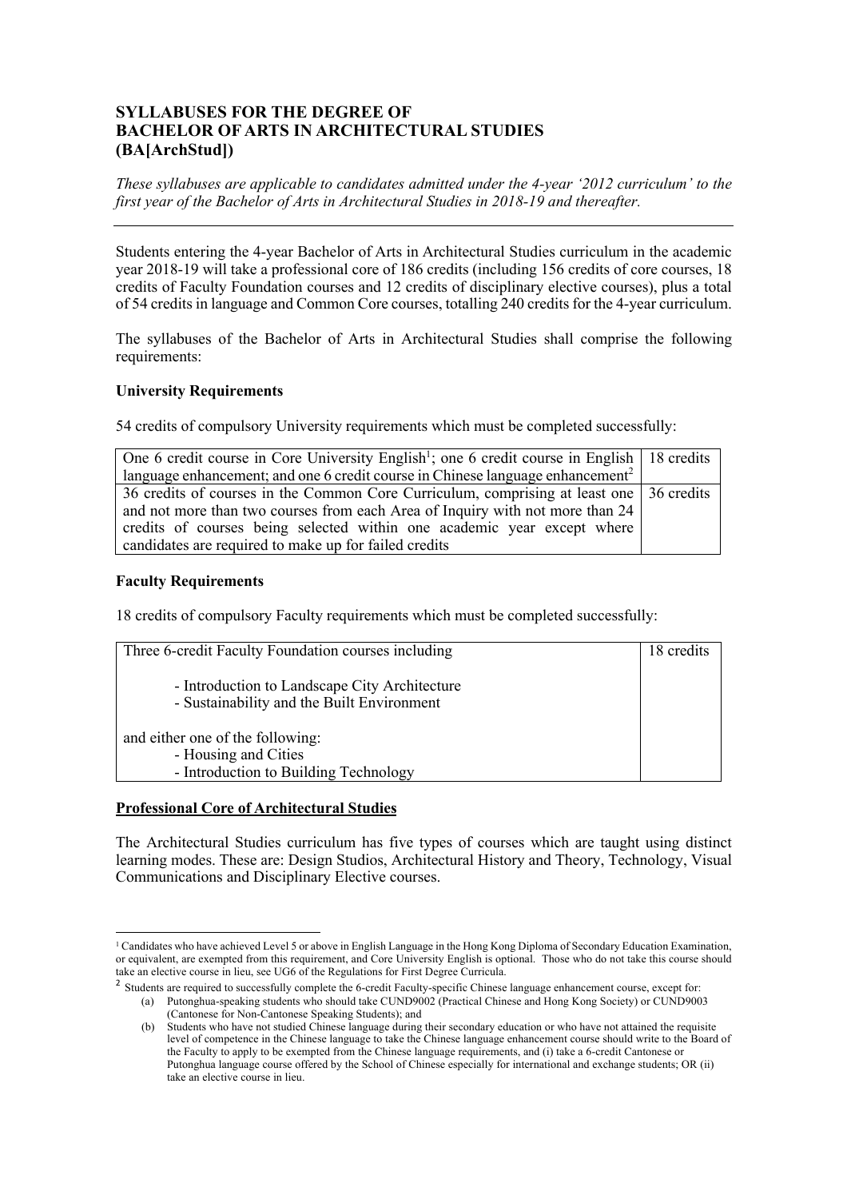# SYLLABUSES FOR THE DEGREE OF BACHELOR OF ARTS IN ARCHITECTURAL STUDIES (BA[ArchStud])

*These syllabuses are applicable to candidates admitted under the 4-year '2012 curriculum' to the first year of the Bachelor of Arts in Architectural Studies in 2018-19 and thereafter.*

---

Students entering the 4-year Bachelor of Arts in Architectural Studies curriculum in the academic year 2018-19 will take a professional core of 186 credits (including 156 credits of core courses, 18 credits of Faculty Foundation courses and 12 credits of disciplinary elective courses), plus a total of 54 credits in language and Common Core courses, totalling 240 credits for the 4-year curriculum.

The syllabuses of the Bachelor of Arts in Architectural Studies shall comprise the following requirements:

**University Requirements**

54 credits of compulsory University requirements which must be completed successfully:

| | |
|---|---|
| One 6 credit course in Core University English[1]; one 6 credit course in English language enhancement; and one 6 credit course in Chinese language enhancement[2] | 18 credits |
| 36 credits of courses in the Common Core Curriculum, comprising at least one and not more than two courses from each Area of Inquiry with not more than 24 credits of courses being selected within one academic year except where candidates are required to make up for failed credits | 36 credits |

**Faculty Requirements**

18 credits of compulsory Faculty requirements which must be completed successfully:

| | |
|---|---|
| Three 6-credit Faculty Foundation courses including<br><br>- Introduction to Landscape City Architecture<br>- Sustainability and the Built Environment<br><br>and either one of the following:<br>- Housing and Cities<br>- Introduction to Building Technology | 18 credits |

**<u>Professional Core of Architectural Studies</u>**

The Architectural Studies curriculum has five types of courses which are taught using distinct learning modes. These are: Design Studios, Architectural History and Theory, Technology, Visual Communications and Disciplinary Elective courses.

---

[1] Candidates who have achieved Level 5 or above in English Language in the Hong Kong Diploma of Secondary Education Examination, or equivalent, are exempted from this requirement, and Core University English is optional. Those who do not take this course should take an elective course in lieu, see UG6 of the Regulations for First Degree Curricula.

[2] Students are required to successfully complete the 6-credit Faculty-specific Chinese language enhancement course, except for:

(a) Putonghua-speaking students who should take CUND9002 (Practical Chinese and Hong Kong Society) or CUND9003 (Cantonese for Non-Cantonese Speaking Students); and

(b) Students who have not studied Chinese language during their secondary education or who have not attained the requisite level of competence in the Chinese language to take the Chinese language enhancement course should write to the Board of the Faculty to apply to be exempted from the Chinese language requirements, and (i) take a 6-credit Cantonese or Putonghua language course offered by the School of Chinese especially for international and exchange students; OR (ii) take an elective course in lieu.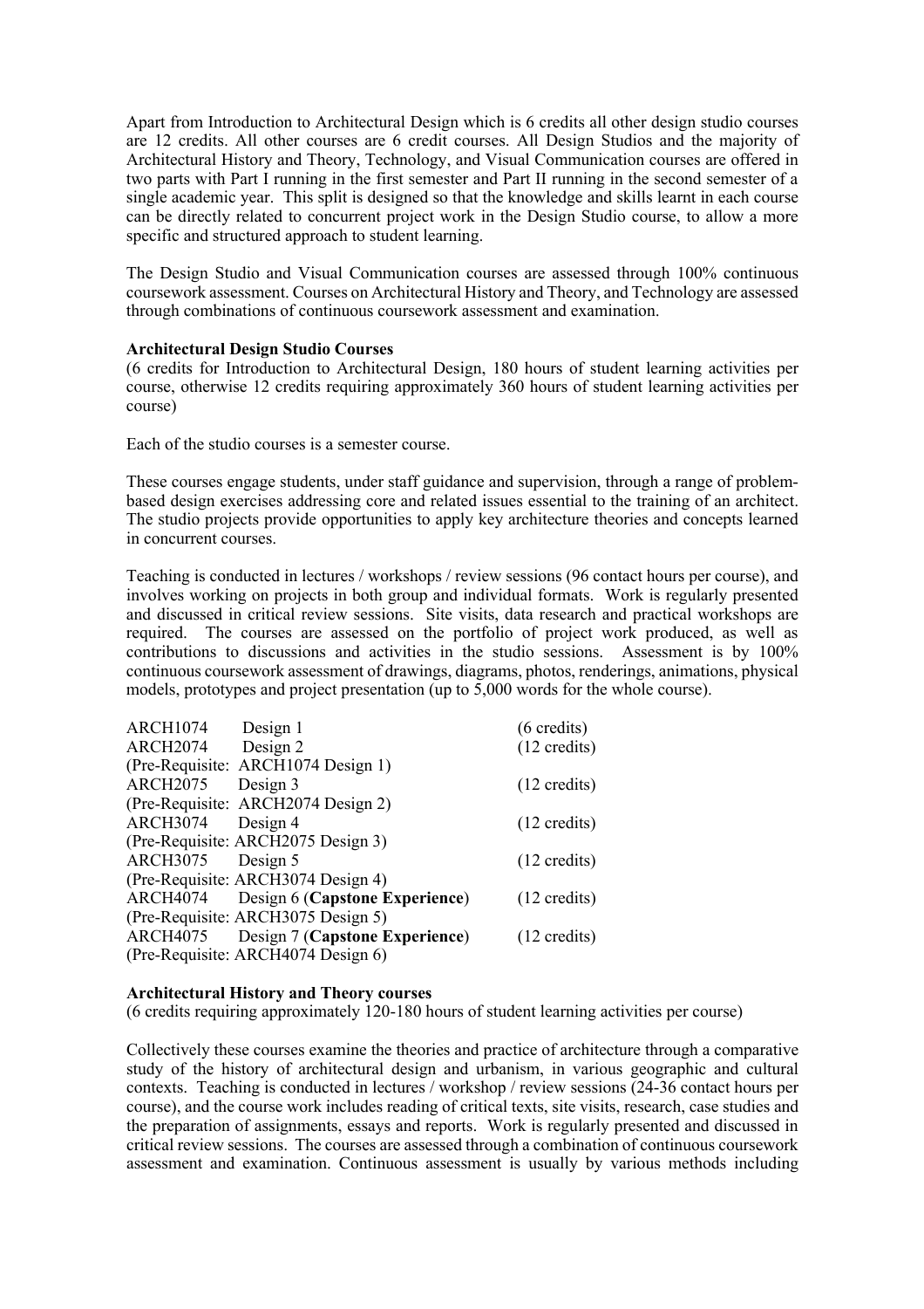Apart from Introduction to Architectural Design which is 6 credits all other design studio courses are 12 credits. All other courses are 6 credit courses. All Design Studios and the majority of Architectural History and Theory, Technology, and Visual Communication courses are offered in two parts with Part I running in the first semester and Part II running in the second semester of a single academic year. This split is designed so that the knowledge and skills learnt in each course can be directly related to concurrent project work in the Design Studio course, to allow a more specific and structured approach to student learning.

The Design Studio and Visual Communication courses are assessed through 100% continuous coursework assessment. Courses on Architectural History and Theory, and Technology are assessed through combinations of continuous coursework assessment and examination.

**Architectural Design Studio Courses**
(6 credits for Introduction to Architectural Design, 180 hours of student learning activities per course, otherwise 12 credits requiring approximately 360 hours of student learning activities per course)

Each of the studio courses is a semester course.

These courses engage students, under staff guidance and supervision, through a range of problem-based design exercises addressing core and related issues essential to the training of an architect. The studio projects provide opportunities to apply key architecture theories and concepts learned in concurrent courses.

Teaching is conducted in lectures / workshops / review sessions (96 contact hours per course), and involves working on projects in both group and individual formats. Work is regularly presented and discussed in critical review sessions. Site visits, data research and practical workshops are required. The courses are assessed on the portfolio of project work produced, as well as contributions to discussions and activities in the studio sessions. Assessment is by 100% continuous coursework assessment of drawings, diagrams, photos, renderings, animations, physical models, prototypes and project presentation (up to 5,000 words for the whole course).

ARCH1074 Design 1 (6 credits)
ARCH2074 Design 2 (12 credits)
(Pre-Requisite: ARCH1074 Design 1)
ARCH2075 Design 3 (12 credits)
(Pre-Requisite: ARCH2074 Design 2)
ARCH3074 Design 4 (12 credits)
(Pre-Requisite: ARCH2075 Design 3)
ARCH3075 Design 5 (12 credits)
(Pre-Requisite: ARCH3074 Design 4)
ARCH4074 Design 6 (**Capstone Experience**) (12 credits)
(Pre-Requisite: ARCH3075 Design 5)
ARCH4075 Design 7 (**Capstone Experience**) (12 credits)
(Pre-Requisite: ARCH4074 Design 6)

**Architectural History and Theory courses**
(6 credits requiring approximately 120-180 hours of student learning activities per course)

Collectively these courses examine the theories and practice of architecture through a comparative study of the history of architectural design and urbanism, in various geographic and cultural contexts. Teaching is conducted in lectures / workshop / review sessions (24-36 contact hours per course), and the course work includes reading of critical texts, site visits, research, case studies and the preparation of assignments, essays and reports. Work is regularly presented and discussed in critical review sessions. The courses are assessed through a combination of continuous coursework assessment and examination. Continuous assessment is usually by various methods including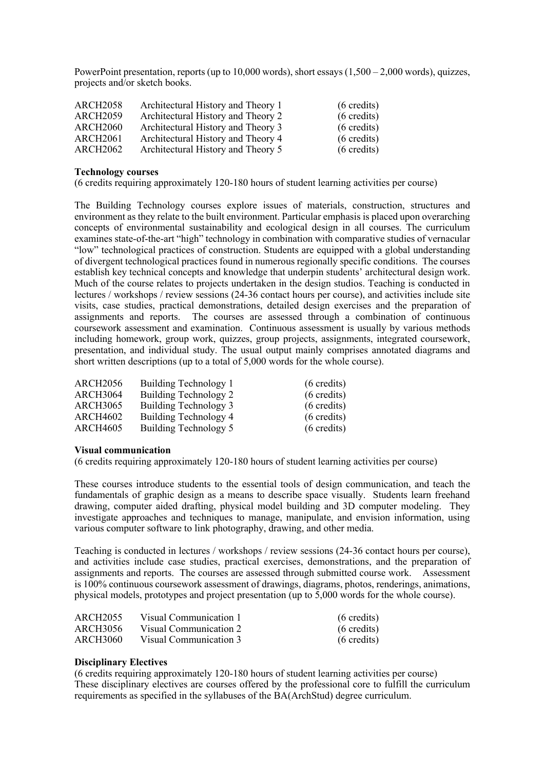PowerPoint presentation, reports (up to 10,000 words), short essays (1,500 – 2,000 words), quizzes, projects and/or sketch books.

| | | |
|---|---|---|
| ARCH2058 | Architectural History and Theory 1 | (6 credits) |
| ARCH2059 | Architectural History and Theory 2 | (6 credits) |
| ARCH2060 | Architectural History and Theory 3 | (6 credits) |
| ARCH2061 | Architectural History and Theory 4 | (6 credits) |
| ARCH2062 | Architectural History and Theory 5 | (6 credits) |

**Technology courses**

(6 credits requiring approximately 120-180 hours of student learning activities per course)

The Building Technology courses explore issues of materials, construction, structures and environment as they relate to the built environment. Particular emphasis is placed upon overarching concepts of environmental sustainability and ecological design in all courses. The curriculum examines state-of-the-art "high" technology in combination with comparative studies of vernacular "low" technological practices of construction. Students are equipped with a global understanding of divergent technological practices found in numerous regionally specific conditions. The courses establish key technical concepts and knowledge that underpin students' architectural design work. Much of the course relates to projects undertaken in the design studios. Teaching is conducted in lectures / workshops / review sessions (24-36 contact hours per course), and activities include site visits, case studies, practical demonstrations, detailed design exercises and the preparation of assignments and reports. The courses are assessed through a combination of continuous coursework assessment and examination. Continuous assessment is usually by various methods including homework, group work, quizzes, group projects, assignments, integrated coursework, presentation, and individual study. The usual output mainly comprises annotated diagrams and short written descriptions (up to a total of 5,000 words for the whole course).

| | | |
|---|---|---|
| ARCH2056 | Building Technology 1 | (6 credits) |
| ARCH3064 | Building Technology 2 | (6 credits) |
| ARCH3065 | Building Technology 3 | (6 credits) |
| ARCH4602 | Building Technology 4 | (6 credits) |
| ARCH4605 | Building Technology 5 | (6 credits) |

**Visual communication**

(6 credits requiring approximately 120-180 hours of student learning activities per course)

These courses introduce students to the essential tools of design communication, and teach the fundamentals of graphic design as a means to describe space visually. Students learn freehand drawing, computer aided drafting, physical model building and 3D computer modeling. They investigate approaches and techniques to manage, manipulate, and envision information, using various computer software to link photography, drawing, and other media.

Teaching is conducted in lectures / workshops / review sessions (24-36 contact hours per course), and activities include case studies, practical exercises, demonstrations, and the preparation of assignments and reports. The courses are assessed through submitted course work. Assessment is 100% continuous coursework assessment of drawings, diagrams, photos, renderings, animations, physical models, prototypes and project presentation (up to 5,000 words for the whole course).

| | | |
|---|---|---|
| ARCH2055 | Visual Communication 1 | (6 credits) |
| ARCH3056 | Visual Communication 2 | (6 credits) |
| ARCH3060 | Visual Communication 3 | (6 credits) |

**Disciplinary Electives**

(6 credits requiring approximately 120-180 hours of student learning activities per course)
These disciplinary electives are courses offered by the professional core to fulfill the curriculum requirements as specified in the syllabuses of the BA(ArchStud) degree curriculum.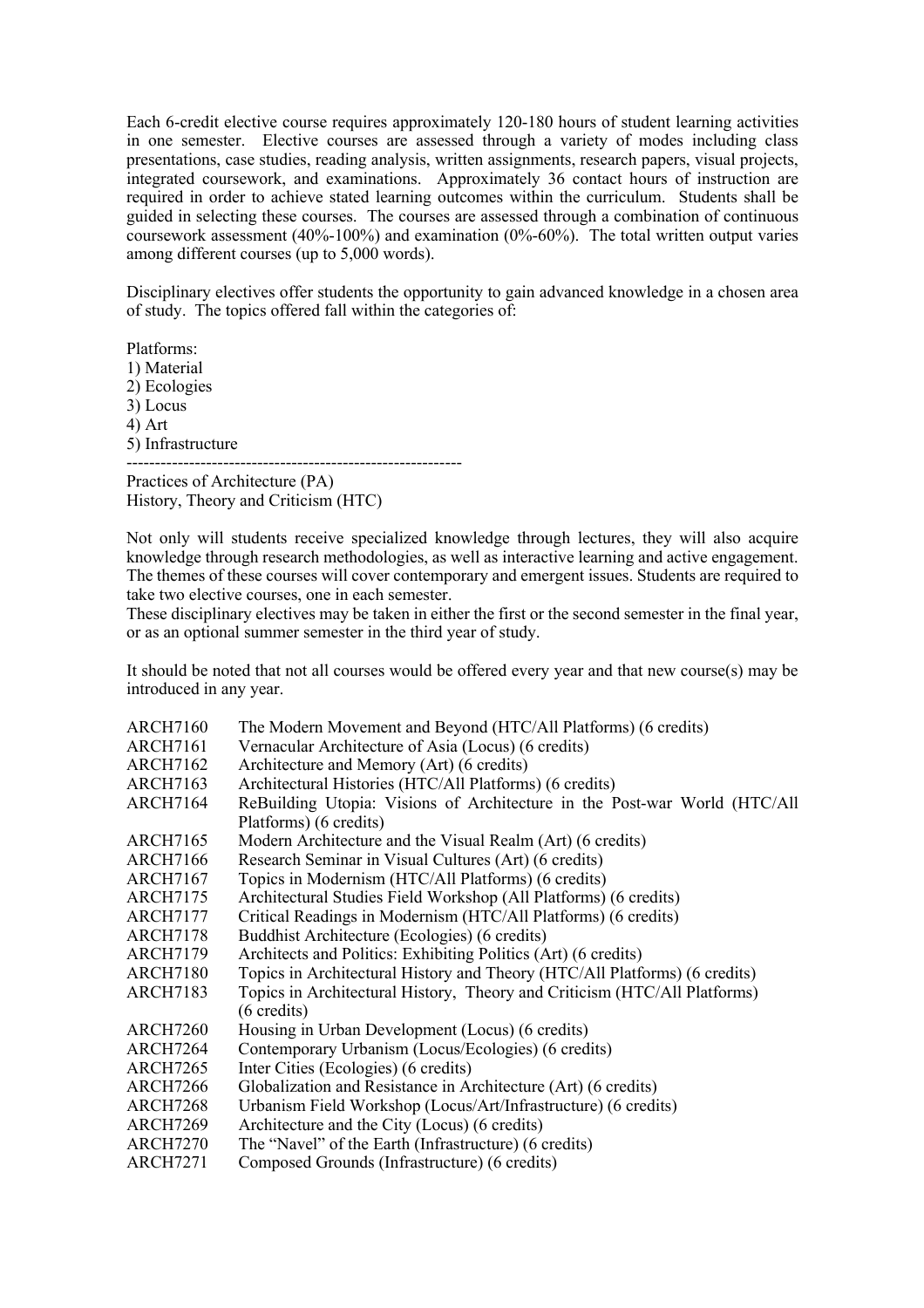Each 6-credit elective course requires approximately 120-180 hours of student learning activities in one semester. Elective courses are assessed through a variety of modes including class presentations, case studies, reading analysis, written assignments, research papers, visual projects, integrated coursework, and examinations. Approximately 36 contact hours of instruction are required in order to achieve stated learning outcomes within the curriculum. Students shall be guided in selecting these courses. The courses are assessed through a combination of continuous coursework assessment (40%-100%) and examination (0%-60%). The total written output varies among different courses (up to 5,000 words).

Disciplinary electives offer students the opportunity to gain advanced knowledge in a chosen area of study. The topics offered fall within the categories of:

Platforms:
1) Material
2) Ecologies
3) Locus
4) Art
5) Infrastructure

---

Practices of Architecture (PA)
History, Theory and Criticism (HTC)

Not only will students receive specialized knowledge through lectures, they will also acquire knowledge through research methodologies, as well as interactive learning and active engagement. The themes of these courses will cover contemporary and emergent issues. Students are required to take two elective courses, one in each semester.
These disciplinary electives may be taken in either the first or the second semester in the final year, or as an optional summer semester in the third year of study.

It should be noted that not all courses would be offered every year and that new course(s) may be introduced in any year.

| | |
|---|---|
| ARCH7160 | The Modern Movement and Beyond (HTC/All Platforms) (6 credits) |
| ARCH7161 | Vernacular Architecture of Asia (Locus) (6 credits) |
| ARCH7162 | Architecture and Memory (Art) (6 credits) |
| ARCH7163 | Architectural Histories (HTC/All Platforms) (6 credits) |
| ARCH7164 | ReBuilding Utopia: Visions of Architecture in the Post-war World (HTC/All Platforms) (6 credits) |
| ARCH7165 | Modern Architecture and the Visual Realm (Art) (6 credits) |
| ARCH7166 | Research Seminar in Visual Cultures (Art) (6 credits) |
| ARCH7167 | Topics in Modernism (HTC/All Platforms) (6 credits) |
| ARCH7175 | Architectural Studies Field Workshop (All Platforms) (6 credits) |
| ARCH7177 | Critical Readings in Modernism (HTC/All Platforms) (6 credits) |
| ARCH7178 | Buddhist Architecture (Ecologies) (6 credits) |
| ARCH7179 | Architects and Politics: Exhibiting Politics (Art) (6 credits) |
| ARCH7180 | Topics in Architectural History and Theory (HTC/All Platforms) (6 credits) |
| ARCH7183 | Topics in Architectural History, Theory and Criticism (HTC/All Platforms) (6 credits) |
| ARCH7260 | Housing in Urban Development (Locus) (6 credits) |
| ARCH7264 | Contemporary Urbanism (Locus/Ecologies) (6 credits) |
| ARCH7265 | Inter Cities (Ecologies) (6 credits) |
| ARCH7266 | Globalization and Resistance in Architecture (Art) (6 credits) |
| ARCH7268 | Urbanism Field Workshop (Locus/Art/Infrastructure) (6 credits) |
| ARCH7269 | Architecture and the City (Locus) (6 credits) |
| ARCH7270 | The "Navel" of the Earth (Infrastructure) (6 credits) |
| ARCH7271 | Composed Grounds (Infrastructure) (6 credits) |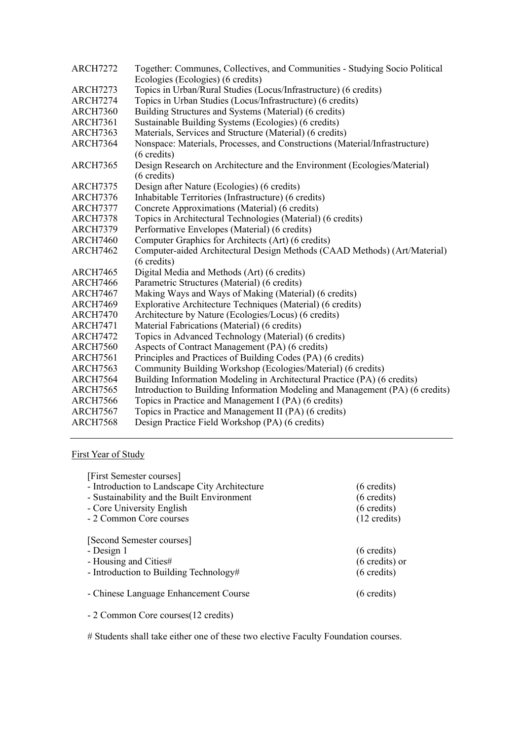| | |
|---|---|
| ARCH7272 | Together: Communes, Collectives, and Communities - Studying Socio Political Ecologies (Ecologies) (6 credits) |
| ARCH7273 | Topics in Urban/Rural Studies (Locus/Infrastructure) (6 credits) |
| ARCH7274 | Topics in Urban Studies (Locus/Infrastructure) (6 credits) |
| ARCH7360 | Building Structures and Systems (Material) (6 credits) |
| ARCH7361 | Sustainable Building Systems (Ecologies) (6 credits) |
| ARCH7363 | Materials, Services and Structure (Material) (6 credits) |
| ARCH7364 | Nonspace: Materials, Processes, and Constructions (Material/Infrastructure) (6 credits) |
| ARCH7365 | Design Research on Architecture and the Environment (Ecologies/Material) (6 credits) |
| ARCH7375 | Design after Nature (Ecologies) (6 credits) |
| ARCH7376 | Inhabitable Territories (Infrastructure) (6 credits) |
| ARCH7377 | Concrete Approximations (Material) (6 credits) |
| ARCH7378 | Topics in Architectural Technologies (Material) (6 credits) |
| ARCH7379 | Performative Envelopes (Material) (6 credits) |
| ARCH7460 | Computer Graphics for Architects (Art) (6 credits) |
| ARCH7462 | Computer-aided Architectural Design Methods (CAAD Methods) (Art/Material) (6 credits) |
| ARCH7465 | Digital Media and Methods (Art) (6 credits) |
| ARCH7466 | Parametric Structures (Material) (6 credits) |
| ARCH7467 | Making Ways and Ways of Making (Material) (6 credits) |
| ARCH7469 | Explorative Architecture Techniques (Material) (6 credits) |
| ARCH7470 | Architecture by Nature (Ecologies/Locus) (6 credits) |
| ARCH7471 | Material Fabrications (Material) (6 credits) |
| ARCH7472 | Topics in Advanced Technology (Material) (6 credits) |
| ARCH7560 | Aspects of Contract Management (PA) (6 credits) |
| ARCH7561 | Principles and Practices of Building Codes (PA) (6 credits) |
| ARCH7563 | Community Building Workshop (Ecologies/Material) (6 credits) |
| ARCH7564 | Building Information Modeling in Architectural Practice (PA) (6 credits) |
| ARCH7565 | Introduction to Building Information Modeling and Management (PA) (6 credits) |
| ARCH7566 | Topics in Practice and Management I (PA) (6 credits) |
| ARCH7567 | Topics in Practice and Management II (PA) (6 credits) |
| ARCH7568 | Design Practice Field Workshop (PA) (6 credits) |

---

<u>First Year of Study</u>

[First Semester courses]

| | |
|---|---|
| - Introduction to Landscape City Architecture | (6 credits) |
| - Sustainability and the Built Environment | (6 credits) |
| - Core University English | (6 credits) |
| - 2 Common Core courses | (12 credits) |

[Second Semester courses]

| | |
|---|---|
| - Design 1 | (6 credits) |
| - Housing and Cities# | (6 credits) or |
| - Introduction to Building Technology# | (6 credits) |
| - Chinese Language Enhancement Course | (6 credits) |

- 2 Common Core courses(12 credits)

# Students shall take either one of these two elective Faculty Foundation courses.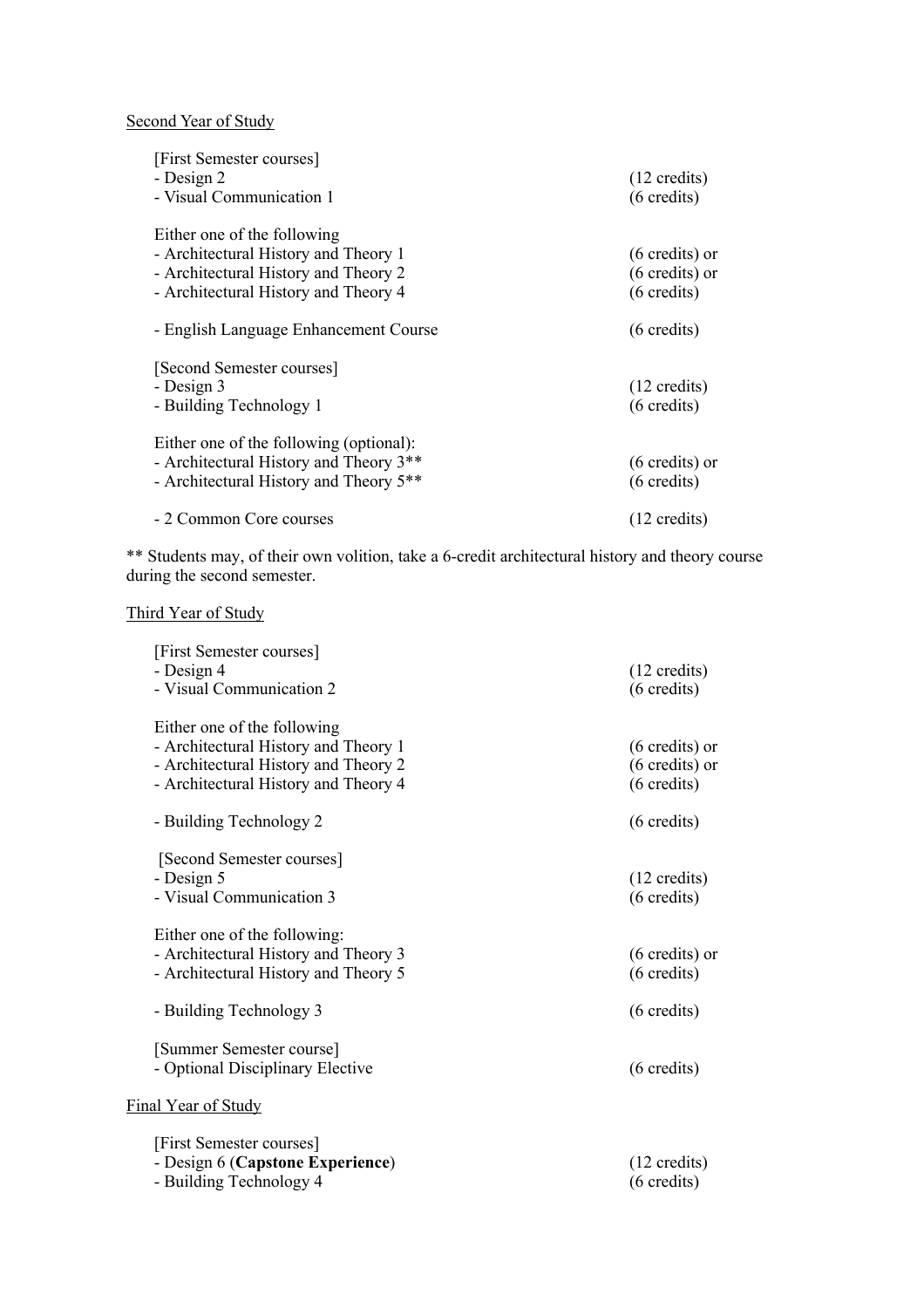Second Year of Study

[First Semester courses]

| | |
|---|---|
| - Design 2 | (12 credits) |
| - Visual Communication 1 | (6 credits) |
| Either one of the following | |
| - Architectural History and Theory 1 | (6 credits) or |
| - Architectural History and Theory 2 | (6 credits) or |
| - Architectural History and Theory 4 | (6 credits) |
| - English Language Enhancement Course | (6 credits) |

[Second Semester courses]

| | |
|---|---|
| - Design 3 | (12 credits) |
| - Building Technology 1 | (6 credits) |
| Either one of the following (optional): | |
| - Architectural History and Theory 3** | (6 credits) or |
| - Architectural History and Theory 5** | (6 credits) |
| - 2 Common Core courses | (12 credits) |

** Students may, of their own volition, take a 6-credit architectural history and theory course during the second semester.

Third Year of Study

[First Semester courses]

| | |
|---|---|
| - Design 4 | (12 credits) |
| - Visual Communication 2 | (6 credits) |
| Either one of the following | |
| - Architectural History and Theory 1 | (6 credits) or |
| - Architectural History and Theory 2 | (6 credits) or |
| - Architectural History and Theory 4 | (6 credits) |
| - Building Technology 2 | (6 credits) |

[Second Semester courses]

| | |
|---|---|
| - Design 5 | (12 credits) |
| - Visual Communication 3 | (6 credits) |
| Either one of the following: | |
| - Architectural History and Theory 3 | (6 credits) or |
| - Architectural History and Theory 5 | (6 credits) |
| - Building Technology 3 | (6 credits) |

[Summer Semester course]

| | |
|---|---|
| - Optional Disciplinary Elective | (6 credits) |

Final Year of Study

[First Semester courses]

| | |
|---|---|
| - Design 6 (**Capstone Experience**) | (12 credits) |
| - Building Technology 4 | (6 credits) |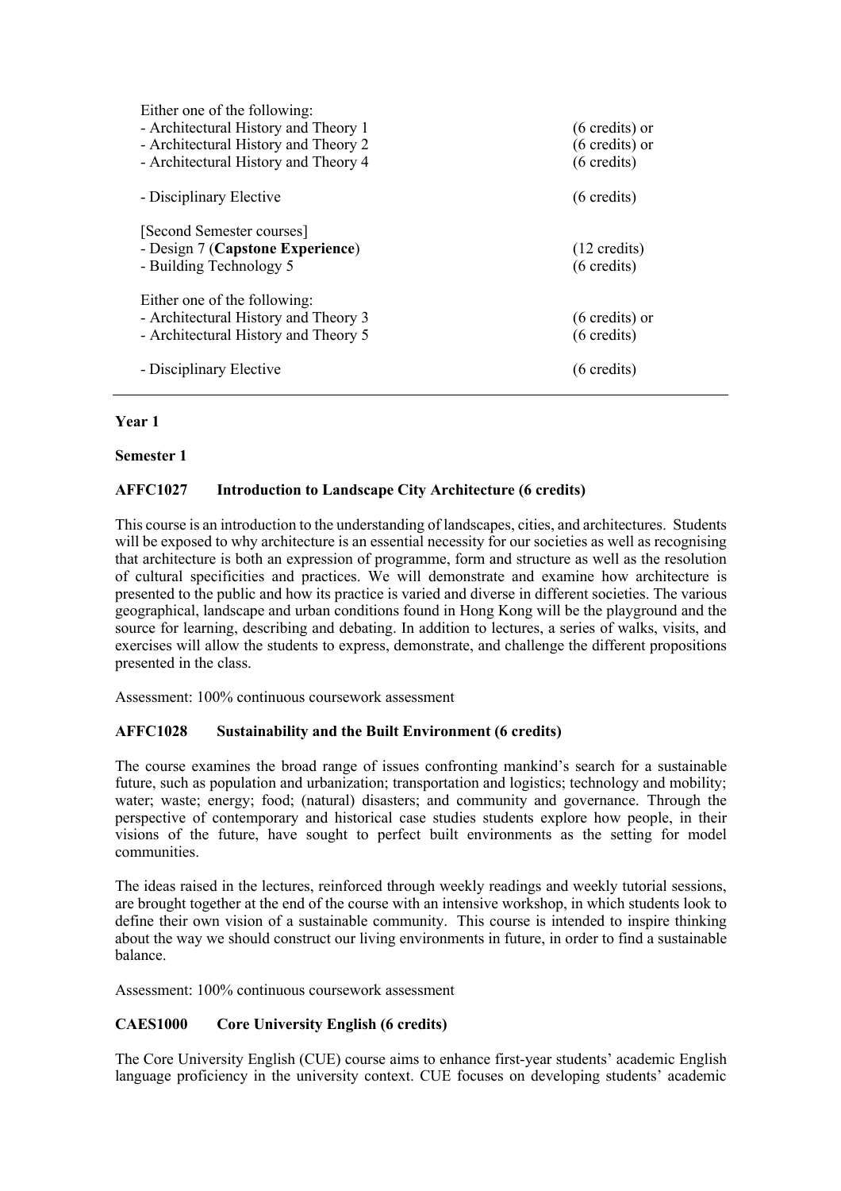Either one of the following:

- Architectural History and Theory 1 (6 credits) or
- Architectural History and Theory 2 (6 credits) or
- Architectural History and Theory 4 (6 credits)

- Disciplinary Elective (6 credits)

[Second Semester courses]

- Design 7 (**Capstone Experience**) (12 credits)
- Building Technology 5 (6 credits)

Either one of the following:

- Architectural History and Theory 3 (6 credits) or
- Architectural History and Theory 5 (6 credits)

- Disciplinary Elective (6 credits)

---

**Year 1**

**Semester 1**

**AFFC1027 Introduction to Landscape City Architecture (6 credits)**

This course is an introduction to the understanding of landscapes, cities, and architectures. Students will be exposed to why architecture is an essential necessity for our societies as well as recognising that architecture is both an expression of programme, form and structure as well as the resolution of cultural specificities and practices. We will demonstrate and examine how architecture is presented to the public and how its practice is varied and diverse in different societies. The various geographical, landscape and urban conditions found in Hong Kong will be the playground and the source for learning, describing and debating. In addition to lectures, a series of walks, visits, and exercises will allow the students to express, demonstrate, and challenge the different propositions presented in the class.

Assessment: 100% continuous coursework assessment

**AFFC1028 Sustainability and the Built Environment (6 credits)**

The course examines the broad range of issues confronting mankind's search for a sustainable future, such as population and urbanization; transportation and logistics; technology and mobility; water; waste; energy; food; (natural) disasters; and community and governance. Through the perspective of contemporary and historical case studies students explore how people, in their visions of the future, have sought to perfect built environments as the setting for model communities.

The ideas raised in the lectures, reinforced through weekly readings and weekly tutorial sessions, are brought together at the end of the course with an intensive workshop, in which students look to define their own vision of a sustainable community. This course is intended to inspire thinking about the way we should construct our living environments in future, in order to find a sustainable balance.

Assessment: 100% continuous coursework assessment

**CAES1000 Core University English (6 credits)**

The Core University English (CUE) course aims to enhance first-year students' academic English language proficiency in the university context. CUE focuses on developing students' academic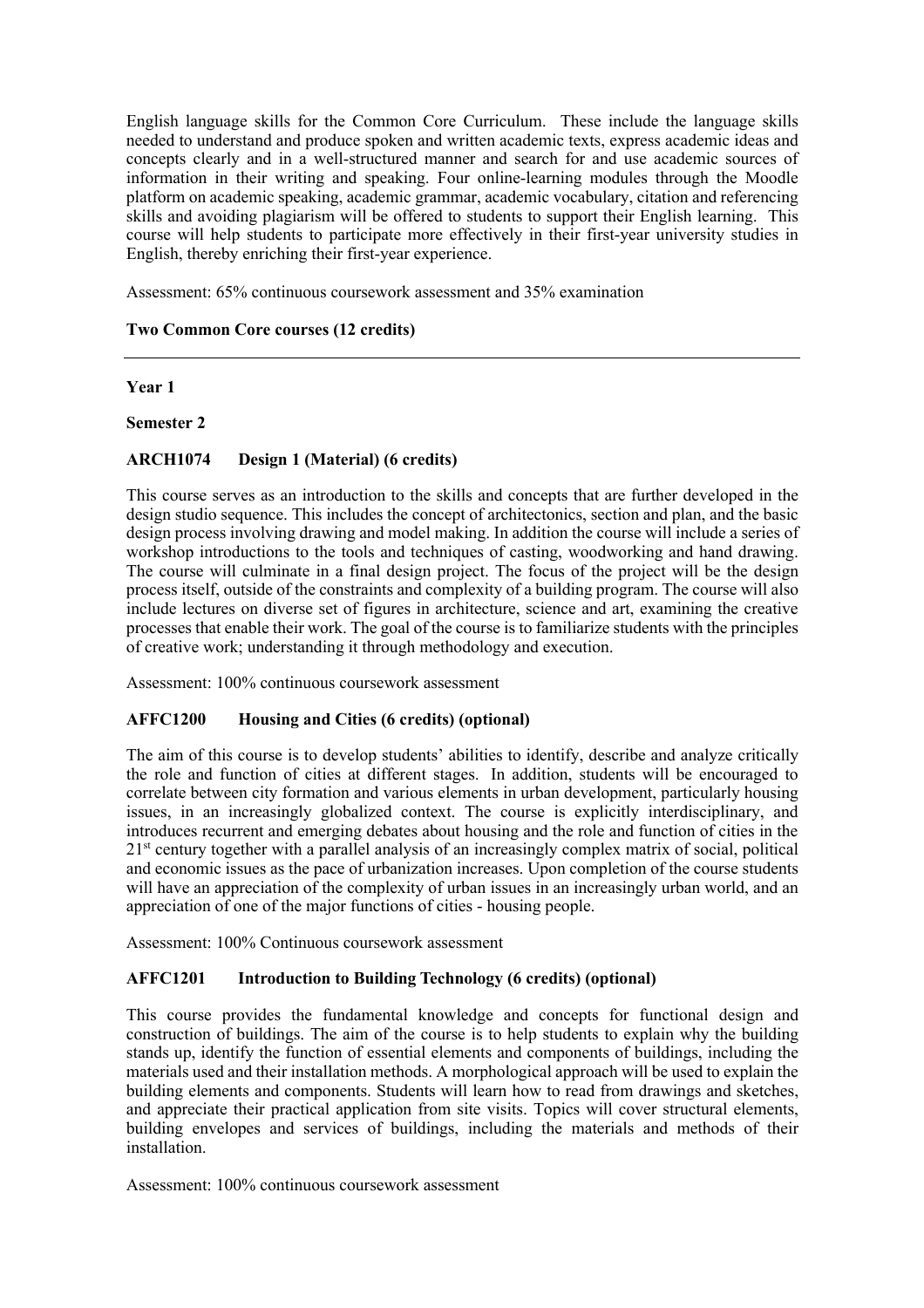English language skills for the Common Core Curriculum. These include the language skills needed to understand and produce spoken and written academic texts, express academic ideas and concepts clearly and in a well-structured manner and search for and use academic sources of information in their writing and speaking. Four online-learning modules through the Moodle platform on academic speaking, academic grammar, academic vocabulary, citation and referencing skills and avoiding plagiarism will be offered to students to support their English learning. This course will help students to participate more effectively in their first-year university studies in English, thereby enriching their first-year experience.

Assessment: 65% continuous coursework assessment and 35% examination

**Two Common Core courses (12 credits)**

---

**Year 1**

**Semester 2**

**ARCH1074 Design 1 (Material) (6 credits)**

This course serves as an introduction to the skills and concepts that are further developed in the design studio sequence. This includes the concept of architectonics, section and plan, and the basic design process involving drawing and model making. In addition the course will include a series of workshop introductions to the tools and techniques of casting, woodworking and hand drawing. The course will culminate in a final design project. The focus of the project will be the design process itself, outside of the constraints and complexity of a building program. The course will also include lectures on diverse set of figures in architecture, science and art, examining the creative processes that enable their work. The goal of the course is to familiarize students with the principles of creative work; understanding it through methodology and execution.

Assessment: 100% continuous coursework assessment

**AFFC1200 Housing and Cities (6 credits) (optional)**

The aim of this course is to develop students' abilities to identify, describe and analyze critically the role and function of cities at different stages. In addition, students will be encouraged to correlate between city formation and various elements in urban development, particularly housing issues, in an increasingly globalized context. The course is explicitly interdisciplinary, and introduces recurrent and emerging debates about housing and the role and function of cities in the 21st century together with a parallel analysis of an increasingly complex matrix of social, political and economic issues as the pace of urbanization increases. Upon completion of the course students will have an appreciation of the complexity of urban issues in an increasingly urban world, and an appreciation of one of the major functions of cities - housing people.

Assessment: 100% Continuous coursework assessment

**AFFC1201 Introduction to Building Technology (6 credits) (optional)**

This course provides the fundamental knowledge and concepts for functional design and construction of buildings. The aim of the course is to help students to explain why the building stands up, identify the function of essential elements and components of buildings, including the materials used and their installation methods. A morphological approach will be used to explain the building elements and components. Students will learn how to read from drawings and sketches, and appreciate their practical application from site visits. Topics will cover structural elements, building envelopes and services of buildings, including the materials and methods of their installation.

Assessment: 100% continuous coursework assessment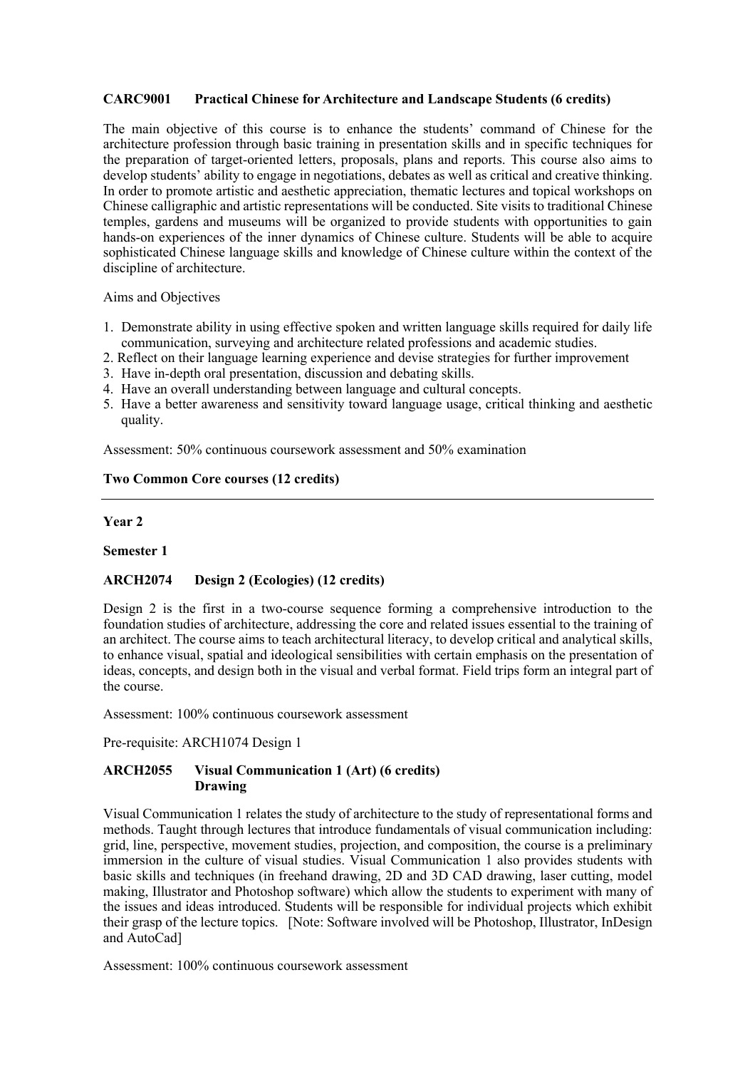**CARC9001 Practical Chinese for Architecture and Landscape Students (6 credits)**

The main objective of this course is to enhance the students' command of Chinese for the architecture profession through basic training in presentation skills and in specific techniques for the preparation of target-oriented letters, proposals, plans and reports. This course also aims to develop students' ability to engage in negotiations, debates as well as critical and creative thinking. In order to promote artistic and aesthetic appreciation, thematic lectures and topical workshops on Chinese calligraphic and artistic representations will be conducted. Site visits to traditional Chinese temples, gardens and museums will be organized to provide students with opportunities to gain hands-on experiences of the inner dynamics of Chinese culture. Students will be able to acquire sophisticated Chinese language skills and knowledge of Chinese culture within the context of the discipline of architecture.

Aims and Objectives

1. Demonstrate ability in using effective spoken and written language skills required for daily life communication, surveying and architecture related professions and academic studies.
2. Reflect on their language learning experience and devise strategies for further improvement
3. Have in-depth oral presentation, discussion and debating skills.
4. Have an overall understanding between language and cultural concepts.
5. Have a better awareness and sensitivity toward language usage, critical thinking and aesthetic quality.

Assessment: 50% continuous coursework assessment and 50% examination

**Two Common Core courses (12 credits)**

---

**Year 2**

**Semester 1**

**ARCH2074 Design 2 (Ecologies) (12 credits)**

Design 2 is the first in a two-course sequence forming a comprehensive introduction to the foundation studies of architecture, addressing the core and related issues essential to the training of an architect. The course aims to teach architectural literacy, to develop critical and analytical skills, to enhance visual, spatial and ideological sensibilities with certain emphasis on the presentation of ideas, concepts, and design both in the visual and verbal format. Field trips form an integral part of the course.

Assessment: 100% continuous coursework assessment

Pre-requisite: ARCH1074 Design 1

**ARCH2055 Visual Communication 1 (Art) (6 credits)**
**Drawing**

Visual Communication 1 relates the study of architecture to the study of representational forms and methods. Taught through lectures that introduce fundamentals of visual communication including: grid, line, perspective, movement studies, projection, and composition, the course is a preliminary immersion in the culture of visual studies. Visual Communication 1 also provides students with basic skills and techniques (in freehand drawing, 2D and 3D CAD drawing, laser cutting, model making, Illustrator and Photoshop software) which allow the students to experiment with many of the issues and ideas introduced. Students will be responsible for individual projects which exhibit their grasp of the lecture topics. [Note: Software involved will be Photoshop, Illustrator, InDesign and AutoCad]

Assessment: 100% continuous coursework assessment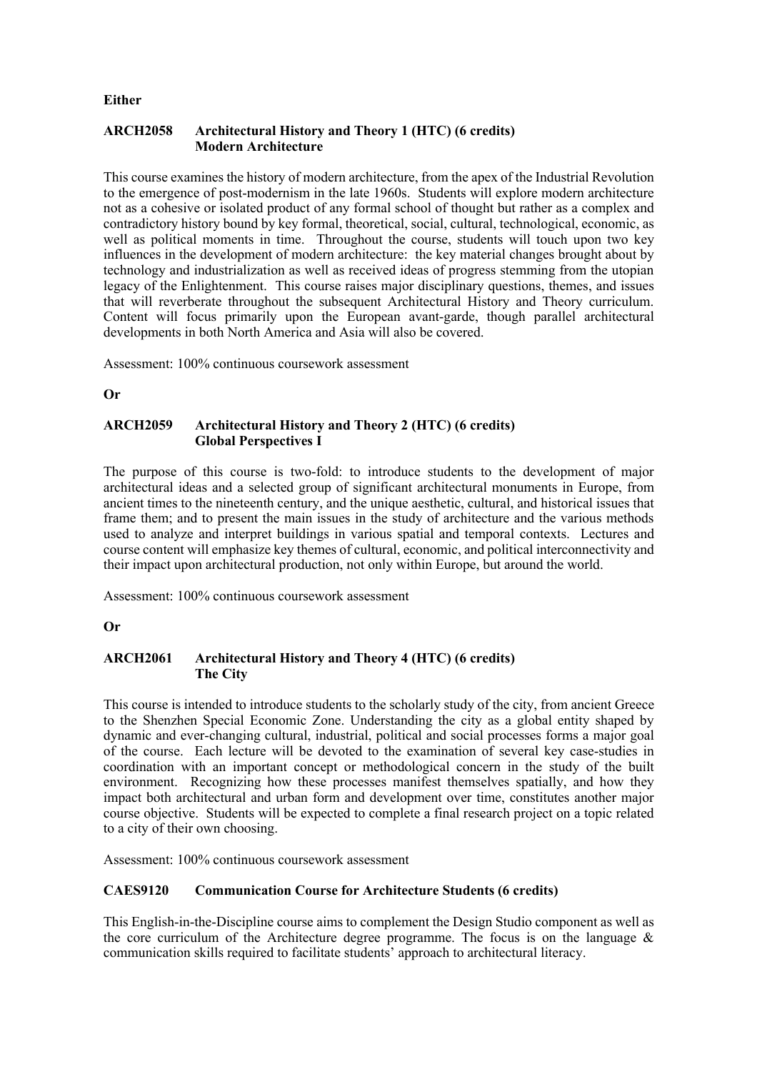**Either**

**ARCH2058 Architectural History and Theory 1 (HTC) (6 credits)**
**Modern Architecture**

This course examines the history of modern architecture, from the apex of the Industrial Revolution to the emergence of post-modernism in the late 1960s. Students will explore modern architecture not as a cohesive or isolated product of any formal school of thought but rather as a complex and contradictory history bound by key formal, theoretical, social, cultural, technological, economic, as well as political moments in time. Throughout the course, students will touch upon two key influences in the development of modern architecture: the key material changes brought about by technology and industrialization as well as received ideas of progress stemming from the utopian legacy of the Enlightenment. This course raises major disciplinary questions, themes, and issues that will reverberate throughout the subsequent Architectural History and Theory curriculum. Content will focus primarily upon the European avant-garde, though parallel architectural developments in both North America and Asia will also be covered.

Assessment: 100% continuous coursework assessment

**Or**

**ARCH2059 Architectural History and Theory 2 (HTC) (6 credits)**
**Global Perspectives I**

The purpose of this course is two-fold: to introduce students to the development of major architectural ideas and a selected group of significant architectural monuments in Europe, from ancient times to the nineteenth century, and the unique aesthetic, cultural, and historical issues that frame them; and to present the main issues in the study of architecture and the various methods used to analyze and interpret buildings in various spatial and temporal contexts. Lectures and course content will emphasize key themes of cultural, economic, and political interconnectivity and their impact upon architectural production, not only within Europe, but around the world.

Assessment: 100% continuous coursework assessment

**Or**

**ARCH2061 Architectural History and Theory 4 (HTC) (6 credits)**
**The City**

This course is intended to introduce students to the scholarly study of the city, from ancient Greece to the Shenzhen Special Economic Zone. Understanding the city as a global entity shaped by dynamic and ever-changing cultural, industrial, political and social processes forms a major goal of the course. Each lecture will be devoted to the examination of several key case-studies in coordination with an important concept or methodological concern in the study of the built environment. Recognizing how these processes manifest themselves spatially, and how they impact both architectural and urban form and development over time, constitutes another major course objective. Students will be expected to complete a final research project on a topic related to a city of their own choosing.

Assessment: 100% continuous coursework assessment

**CAES9120 Communication Course for Architecture Students (6 credits)**

This English-in-the-Discipline course aims to complement the Design Studio component as well as the core curriculum of the Architecture degree programme. The focus is on the language & communication skills required to facilitate students' approach to architectural literacy.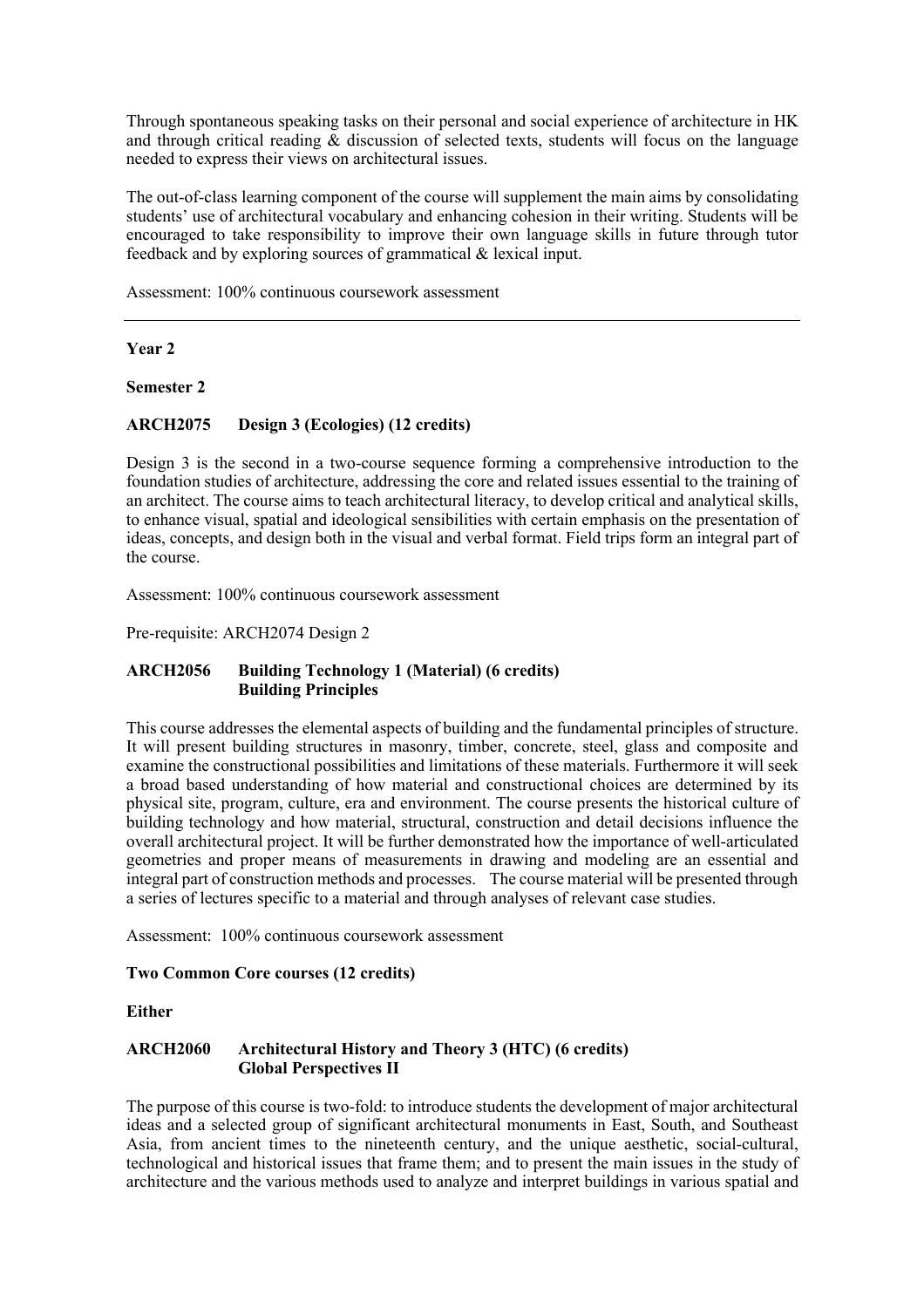Through spontaneous speaking tasks on their personal and social experience of architecture in HK and through critical reading & discussion of selected texts, students will focus on the language needed to express their views on architectural issues.

The out-of-class learning component of the course will supplement the main aims by consolidating students' use of architectural vocabulary and enhancing cohesion in their writing. Students will be encouraged to take responsibility to improve their own language skills in future through tutor feedback and by exploring sources of grammatical & lexical input.

Assessment: 100% continuous coursework assessment

---

**Year 2**

**Semester 2**

**ARCH2075 Design 3 (Ecologies) (12 credits)**

Design 3 is the second in a two-course sequence forming a comprehensive introduction to the foundation studies of architecture, addressing the core and related issues essential to the training of an architect. The course aims to teach architectural literacy, to develop critical and analytical skills, to enhance visual, spatial and ideological sensibilities with certain emphasis on the presentation of ideas, concepts, and design both in the visual and verbal format. Field trips form an integral part of the course.

Assessment: 100% continuous coursework assessment

Pre-requisite: ARCH2074 Design 2

**ARCH2056 Building Technology 1 (Material) (6 credits)**
**Building Principles**

This course addresses the elemental aspects of building and the fundamental principles of structure. It will present building structures in masonry, timber, concrete, steel, glass and composite and examine the constructional possibilities and limitations of these materials. Furthermore it will seek a broad based understanding of how material and constructional choices are determined by its physical site, program, culture, era and environment. The course presents the historical culture of building technology and how material, structural, construction and detail decisions influence the overall architectural project. It will be further demonstrated how the importance of well-articulated geometries and proper means of measurements in drawing and modeling are an essential and integral part of construction methods and processes. The course material will be presented through a series of lectures specific to a material and through analyses of relevant case studies.

Assessment: 100% continuous coursework assessment

**Two Common Core courses (12 credits)**

**Either**

**ARCH2060 Architectural History and Theory 3 (HTC) (6 credits)**
**Global Perspectives II**

The purpose of this course is two-fold: to introduce students the development of major architectural ideas and a selected group of significant architectural monuments in East, South, and Southeast Asia, from ancient times to the nineteenth century, and the unique aesthetic, social-cultural, technological and historical issues that frame them; and to present the main issues in the study of architecture and the various methods used to analyze and interpret buildings in various spatial and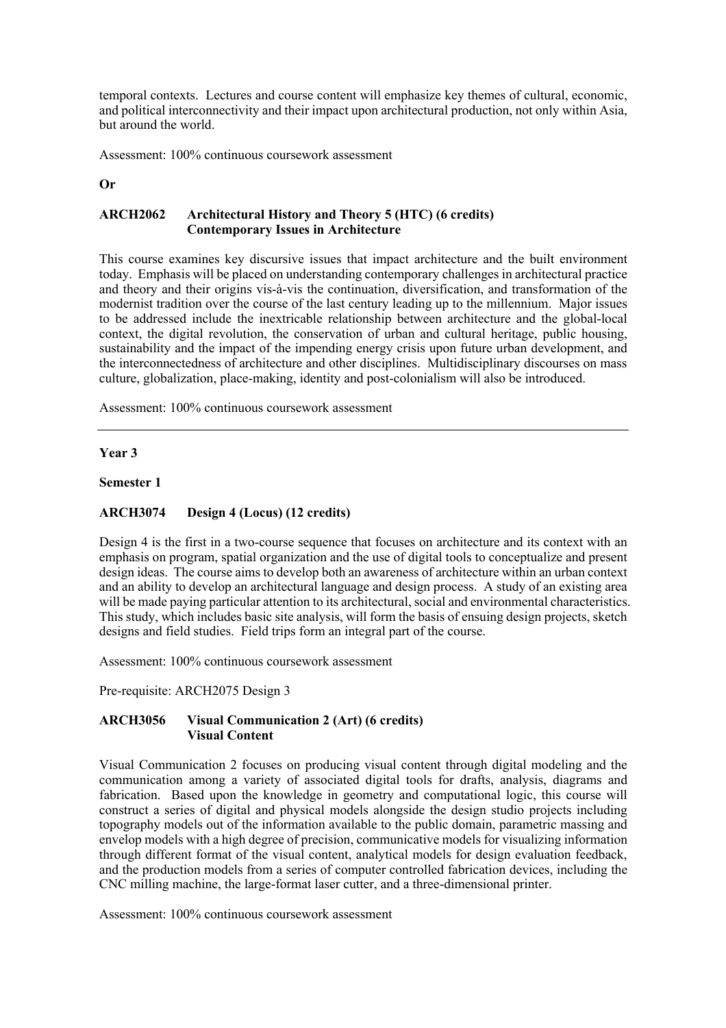temporal contexts. Lectures and course content will emphasize key themes of cultural, economic, and political interconnectivity and their impact upon architectural production, not only within Asia, but around the world.

Assessment: 100% continuous coursework assessment

**Or**

**ARCH2062 Architectural History and Theory 5 (HTC) (6 credits)**
**Contemporary Issues in Architecture**

This course examines key discursive issues that impact architecture and the built environment today. Emphasis will be placed on understanding contemporary challenges in architectural practice and theory and their origins vis-à-vis the continuation, diversification, and transformation of the modernist tradition over the course of the last century leading up to the millennium. Major issues to be addressed include the inextricable relationship between architecture and the global-local context, the digital revolution, the conservation of urban and cultural heritage, public housing, sustainability and the impact of the impending energy crisis upon future urban development, and the interconnectedness of architecture and other disciplines. Multidisciplinary discourses on mass culture, globalization, place-making, identity and post-colonialism will also be introduced.

Assessment: 100% continuous coursework assessment

---

**Year 3**

**Semester 1**

**ARCH3074 Design 4 (Locus) (12 credits)**

Design 4 is the first in a two-course sequence that focuses on architecture and its context with an emphasis on program, spatial organization and the use of digital tools to conceptualize and present design ideas. The course aims to develop both an awareness of architecture within an urban context and an ability to develop an architectural language and design process. A study of an existing area will be made paying particular attention to its architectural, social and environmental characteristics. This study, which includes basic site analysis, will form the basis of ensuing design projects, sketch designs and field studies. Field trips form an integral part of the course.

Assessment: 100% continuous coursework assessment

Pre-requisite: ARCH2075 Design 3

**ARCH3056 Visual Communication 2 (Art) (6 credits)**
**Visual Content**

Visual Communication 2 focuses on producing visual content through digital modeling and the communication among a variety of associated digital tools for drafts, analysis, diagrams and fabrication. Based upon the knowledge in geometry and computational logic, this course will construct a series of digital and physical models alongside the design studio projects including topography models out of the information available to the public domain, parametric massing and envelop models with a high degree of precision, communicative models for visualizing information through different format of the visual content, analytical models for design evaluation feedback, and the production models from a series of computer controlled fabrication devices, including the CNC milling machine, the large-format laser cutter, and a three-dimensional printer.

Assessment: 100% continuous coursework assessment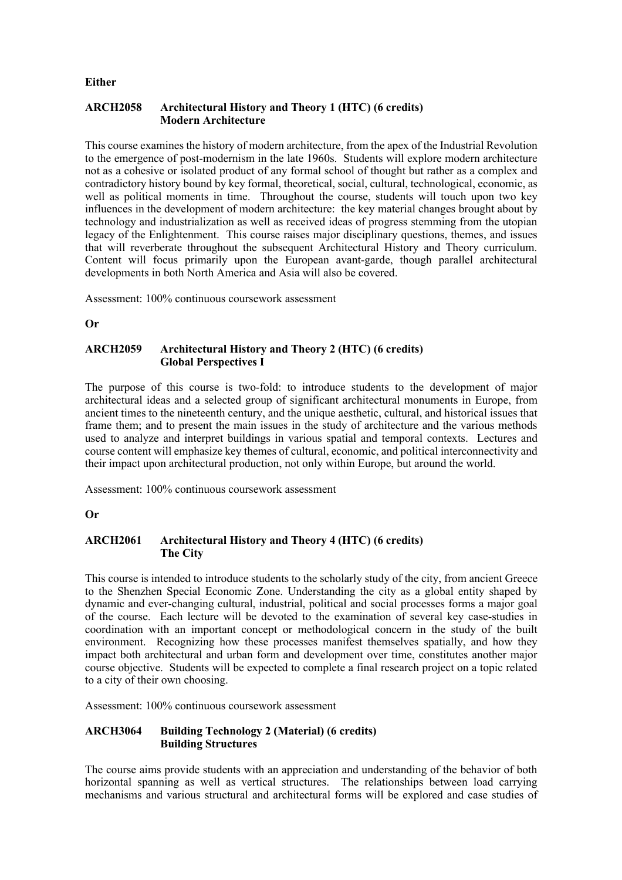**Either**

**ARCH2058 Architectural History and Theory 1 (HTC) (6 credits)**
**Modern Architecture**

This course examines the history of modern architecture, from the apex of the Industrial Revolution to the emergence of post-modernism in the late 1960s. Students will explore modern architecture not as a cohesive or isolated product of any formal school of thought but rather as a complex and contradictory history bound by key formal, theoretical, social, cultural, technological, economic, as well as political moments in time. Throughout the course, students will touch upon two key influences in the development of modern architecture: the key material changes brought about by technology and industrialization as well as received ideas of progress stemming from the utopian legacy of the Enlightenment. This course raises major disciplinary questions, themes, and issues that will reverberate throughout the subsequent Architectural History and Theory curriculum. Content will focus primarily upon the European avant-garde, though parallel architectural developments in both North America and Asia will also be covered.

Assessment: 100% continuous coursework assessment

**Or**

**ARCH2059 Architectural History and Theory 2 (HTC) (6 credits)**
**Global Perspectives I**

The purpose of this course is two-fold: to introduce students to the development of major architectural ideas and a selected group of significant architectural monuments in Europe, from ancient times to the nineteenth century, and the unique aesthetic, cultural, and historical issues that frame them; and to present the main issues in the study of architecture and the various methods used to analyze and interpret buildings in various spatial and temporal contexts. Lectures and course content will emphasize key themes of cultural, economic, and political interconnectivity and their impact upon architectural production, not only within Europe, but around the world.

Assessment: 100% continuous coursework assessment

**Or**

**ARCH2061 Architectural History and Theory 4 (HTC) (6 credits)**
**The City**

This course is intended to introduce students to the scholarly study of the city, from ancient Greece to the Shenzhen Special Economic Zone. Understanding the city as a global entity shaped by dynamic and ever-changing cultural, industrial, political and social processes forms a major goal of the course. Each lecture will be devoted to the examination of several key case-studies in coordination with an important concept or methodological concern in the study of the built environment. Recognizing how these processes manifest themselves spatially, and how they impact both architectural and urban form and development over time, constitutes another major course objective. Students will be expected to complete a final research project on a topic related to a city of their own choosing.

Assessment: 100% continuous coursework assessment

**ARCH3064 Building Technology 2 (Material) (6 credits)**
**Building Structures**

The course aims provide students with an appreciation and understanding of the behavior of both horizontal spanning as well as vertical structures. The relationships between load carrying mechanisms and various structural and architectural forms will be explored and case studies of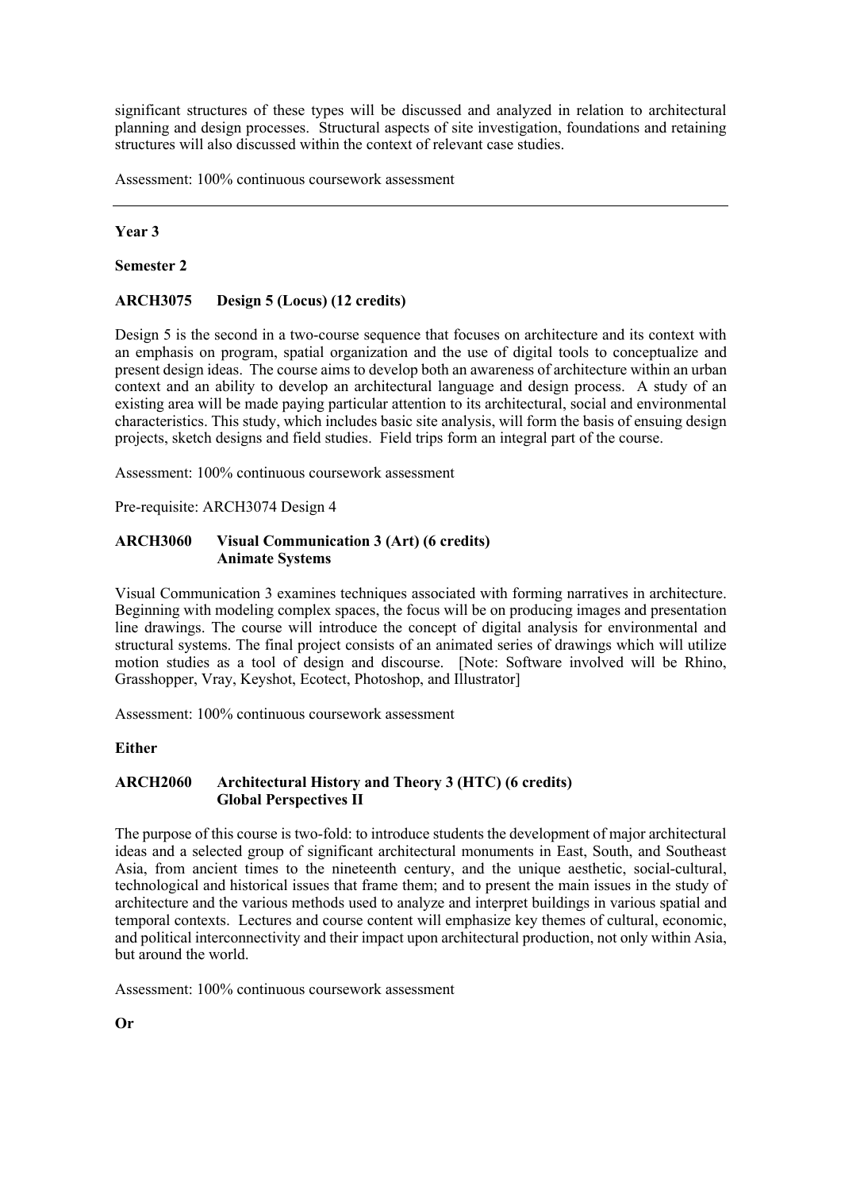significant structures of these types will be discussed and analyzed in relation to architectural planning and design processes. Structural aspects of site investigation, foundations and retaining structures will also discussed within the context of relevant case studies.

Assessment: 100% continuous coursework assessment

---

**Year 3**

**Semester 2**

**ARCH3075 Design 5 (Locus) (12 credits)**

Design 5 is the second in a two-course sequence that focuses on architecture and its context with an emphasis on program, spatial organization and the use of digital tools to conceptualize and present design ideas. The course aims to develop both an awareness of architecture within an urban context and an ability to develop an architectural language and design process. A study of an existing area will be made paying particular attention to its architectural, social and environmental characteristics. This study, which includes basic site analysis, will form the basis of ensuing design projects, sketch designs and field studies. Field trips form an integral part of the course.

Assessment: 100% continuous coursework assessment

Pre-requisite: ARCH3074 Design 4

**ARCH3060 Visual Communication 3 (Art) (6 credits)**
**Animate Systems**

Visual Communication 3 examines techniques associated with forming narratives in architecture. Beginning with modeling complex spaces, the focus will be on producing images and presentation line drawings. The course will introduce the concept of digital analysis for environmental and structural systems. The final project consists of an animated series of drawings which will utilize motion studies as a tool of design and discourse. [Note: Software involved will be Rhino, Grasshopper, Vray, Keyshot, Ecotect, Photoshop, and Illustrator]

Assessment: 100% continuous coursework assessment

**Either**

**ARCH2060 Architectural History and Theory 3 (HTC) (6 credits)**
**Global Perspectives II**

The purpose of this course is two-fold: to introduce students the development of major architectural ideas and a selected group of significant architectural monuments in East, South, and Southeast Asia, from ancient times to the nineteenth century, and the unique aesthetic, social-cultural, technological and historical issues that frame them; and to present the main issues in the study of architecture and the various methods used to analyze and interpret buildings in various spatial and temporal contexts. Lectures and course content will emphasize key themes of cultural, economic, and political interconnectivity and their impact upon architectural production, not only within Asia, but around the world.

Assessment: 100% continuous coursework assessment

**Or**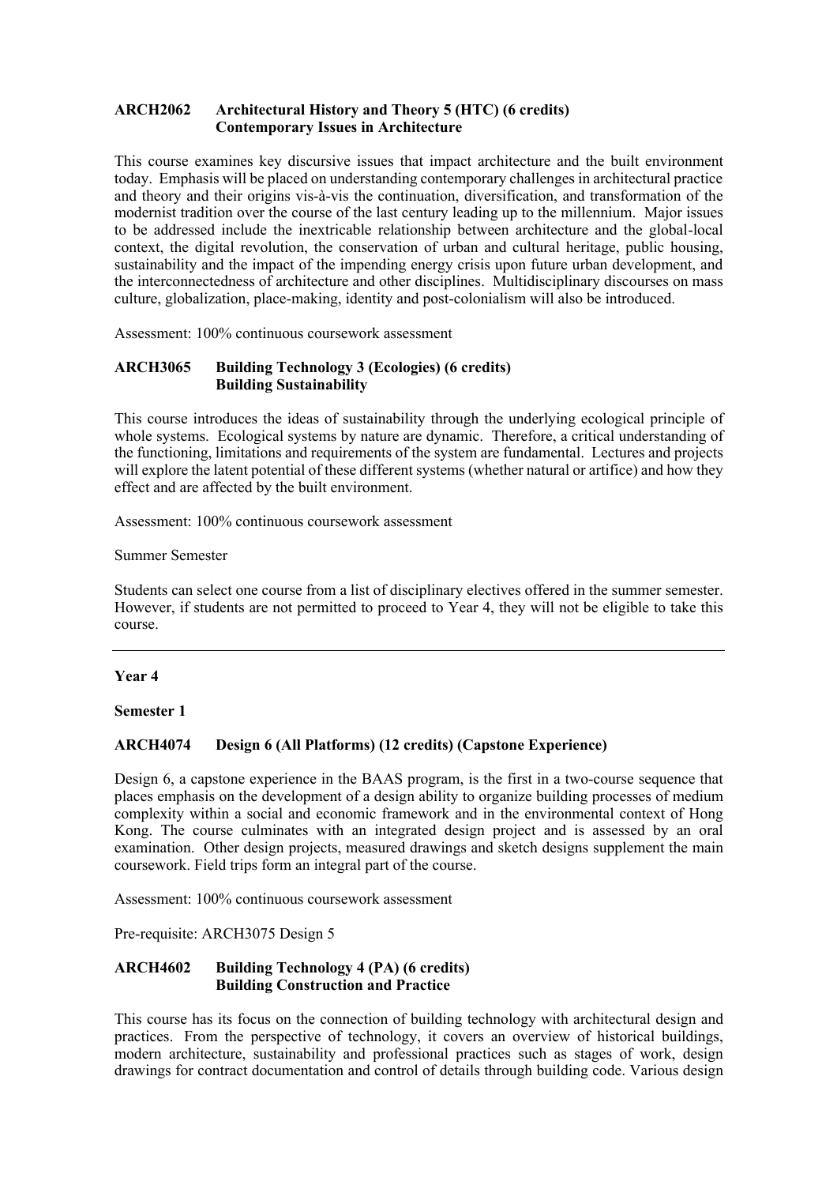**ARCH2062 Architectural History and Theory 5 (HTC) (6 credits)**
**Contemporary Issues in Architecture**

This course examines key discursive issues that impact architecture and the built environment today. Emphasis will be placed on understanding contemporary challenges in architectural practice and theory and their origins vis-à-vis the continuation, diversification, and transformation of the modernist tradition over the course of the last century leading up to the millennium. Major issues to be addressed include the inextricable relationship between architecture and the global-local context, the digital revolution, the conservation of urban and cultural heritage, public housing, sustainability and the impact of the impending energy crisis upon future urban development, and the interconnectedness of architecture and other disciplines. Multidisciplinary discourses on mass culture, globalization, place-making, identity and post-colonialism will also be introduced.

Assessment: 100% continuous coursework assessment

**ARCH3065 Building Technology 3 (Ecologies) (6 credits)**
**Building Sustainability**

This course introduces the ideas of sustainability through the underlying ecological principle of whole systems. Ecological systems by nature are dynamic. Therefore, a critical understanding of the functioning, limitations and requirements of the system are fundamental. Lectures and projects will explore the latent potential of these different systems (whether natural or artifice) and how they effect and are affected by the built environment.

Assessment: 100% continuous coursework assessment

Summer Semester

Students can select one course from a list of disciplinary electives offered in the summer semester. However, if students are not permitted to proceed to Year 4, they will not be eligible to take this course.

---

**Year 4**

**Semester 1**

**ARCH4074 Design 6 (All Platforms) (12 credits) (Capstone Experience)**

Design 6, a capstone experience in the BAAS program, is the first in a two-course sequence that places emphasis on the development of a design ability to organize building processes of medium complexity within a social and economic framework and in the environmental context of Hong Kong. The course culminates with an integrated design project and is assessed by an oral examination. Other design projects, measured drawings and sketch designs supplement the main coursework. Field trips form an integral part of the course.

Assessment: 100% continuous coursework assessment

Pre-requisite: ARCH3075 Design 5

**ARCH4602 Building Technology 4 (PA) (6 credits)**
**Building Construction and Practice**

This course has its focus on the connection of building technology with architectural design and practices. From the perspective of technology, it covers an overview of historical buildings, modern architecture, sustainability and professional practices such as stages of work, design drawings for contract documentation and control of details through building code. Various design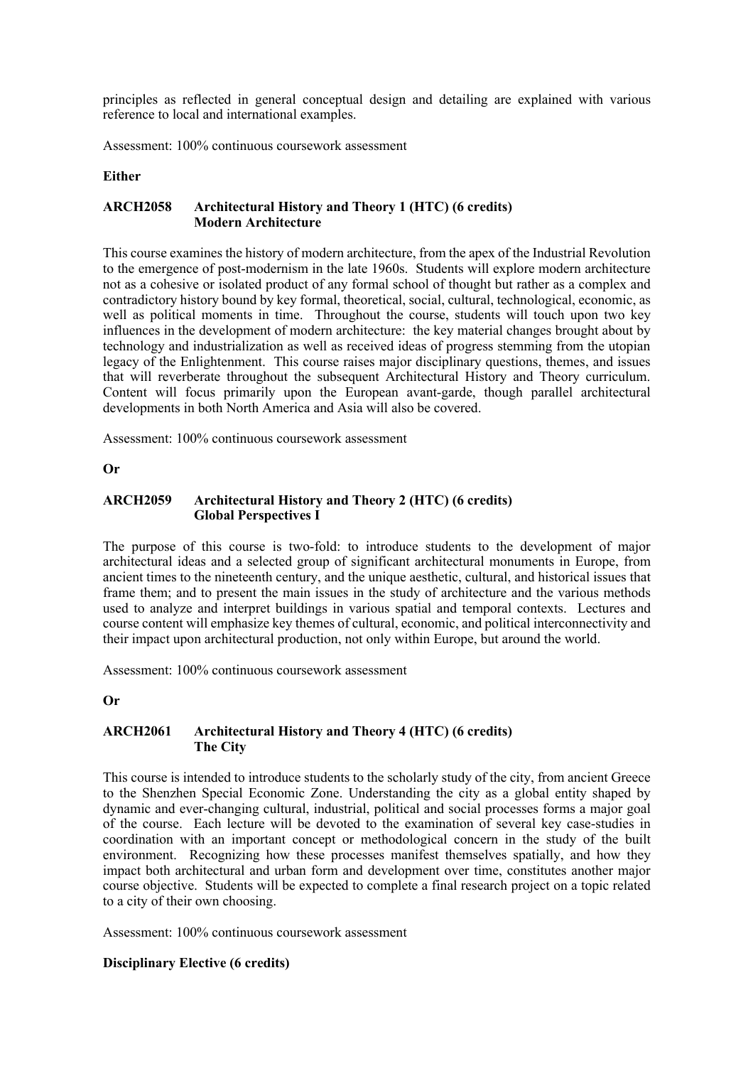principles as reflected in general conceptual design and detailing are explained with various reference to local and international examples.

Assessment: 100% continuous coursework assessment

**Either**

**ARCH2058 Architectural History and Theory 1 (HTC) (6 credits)
Modern Architecture**

This course examines the history of modern architecture, from the apex of the Industrial Revolution to the emergence of post-modernism in the late 1960s. Students will explore modern architecture not as a cohesive or isolated product of any formal school of thought but rather as a complex and contradictory history bound by key formal, theoretical, social, cultural, technological, economic, as well as political moments in time. Throughout the course, students will touch upon two key influences in the development of modern architecture: the key material changes brought about by technology and industrialization as well as received ideas of progress stemming from the utopian legacy of the Enlightenment. This course raises major disciplinary questions, themes, and issues that will reverberate throughout the subsequent Architectural History and Theory curriculum. Content will focus primarily upon the European avant-garde, though parallel architectural developments in both North America and Asia will also be covered.

Assessment: 100% continuous coursework assessment

**Or**

**ARCH2059 Architectural History and Theory 2 (HTC) (6 credits)
Global Perspectives I**

The purpose of this course is two-fold: to introduce students to the development of major architectural ideas and a selected group of significant architectural monuments in Europe, from ancient times to the nineteenth century, and the unique aesthetic, cultural, and historical issues that frame them; and to present the main issues in the study of architecture and the various methods used to analyze and interpret buildings in various spatial and temporal contexts. Lectures and course content will emphasize key themes of cultural, economic, and political interconnectivity and their impact upon architectural production, not only within Europe, but around the world.

Assessment: 100% continuous coursework assessment

**Or**

**ARCH2061 Architectural History and Theory 4 (HTC) (6 credits)
The City**

This course is intended to introduce students to the scholarly study of the city, from ancient Greece to the Shenzhen Special Economic Zone. Understanding the city as a global entity shaped by dynamic and ever-changing cultural, industrial, political and social processes forms a major goal of the course. Each lecture will be devoted to the examination of several key case-studies in coordination with an important concept or methodological concern in the study of the built environment. Recognizing how these processes manifest themselves spatially, and how they impact both architectural and urban form and development over time, constitutes another major course objective. Students will be expected to complete a final research project on a topic related to a city of their own choosing.

Assessment: 100% continuous coursework assessment

**Disciplinary Elective (6 credits)**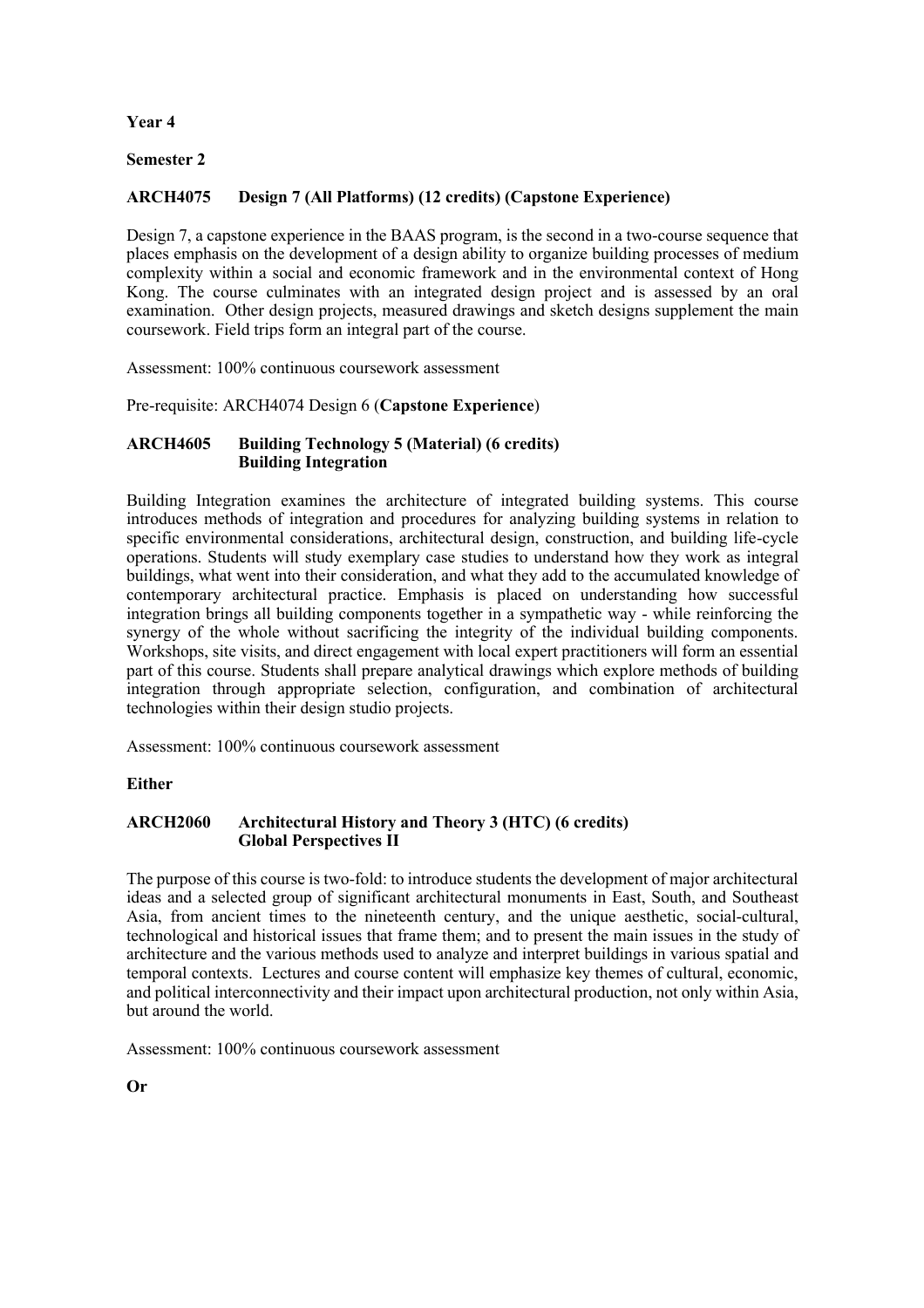**Year 4**

**Semester 2**

**ARCH4075 Design 7 (All Platforms) (12 credits) (Capstone Experience)**

Design 7, a capstone experience in the BAAS program, is the second in a two-course sequence that places emphasis on the development of a design ability to organize building processes of medium complexity within a social and economic framework and in the environmental context of Hong Kong. The course culminates with an integrated design project and is assessed by an oral examination. Other design projects, measured drawings and sketch designs supplement the main coursework. Field trips form an integral part of the course.

Assessment: 100% continuous coursework assessment

Pre-requisite: ARCH4074 Design 6 (**Capstone Experience**)

**ARCH4605 Building Technology 5 (Material) (6 credits)**
**Building Integration**

Building Integration examines the architecture of integrated building systems. This course introduces methods of integration and procedures for analyzing building systems in relation to specific environmental considerations, architectural design, construction, and building life-cycle operations. Students will study exemplary case studies to understand how they work as integral buildings, what went into their consideration, and what they add to the accumulated knowledge of contemporary architectural practice. Emphasis is placed on understanding how successful integration brings all building components together in a sympathetic way - while reinforcing the synergy of the whole without sacrificing the integrity of the individual building components. Workshops, site visits, and direct engagement with local expert practitioners will form an essential part of this course. Students shall prepare analytical drawings which explore methods of building integration through appropriate selection, configuration, and combination of architectural technologies within their design studio projects.

Assessment: 100% continuous coursework assessment

**Either**

**ARCH2060 Architectural History and Theory 3 (HTC) (6 credits)**
**Global Perspectives II**

The purpose of this course is two-fold: to introduce students the development of major architectural ideas and a selected group of significant architectural monuments in East, South, and Southeast Asia, from ancient times to the nineteenth century, and the unique aesthetic, social-cultural, technological and historical issues that frame them; and to present the main issues in the study of architecture and the various methods used to analyze and interpret buildings in various spatial and temporal contexts. Lectures and course content will emphasize key themes of cultural, economic, and political interconnectivity and their impact upon architectural production, not only within Asia, but around the world.

Assessment: 100% continuous coursework assessment

**Or**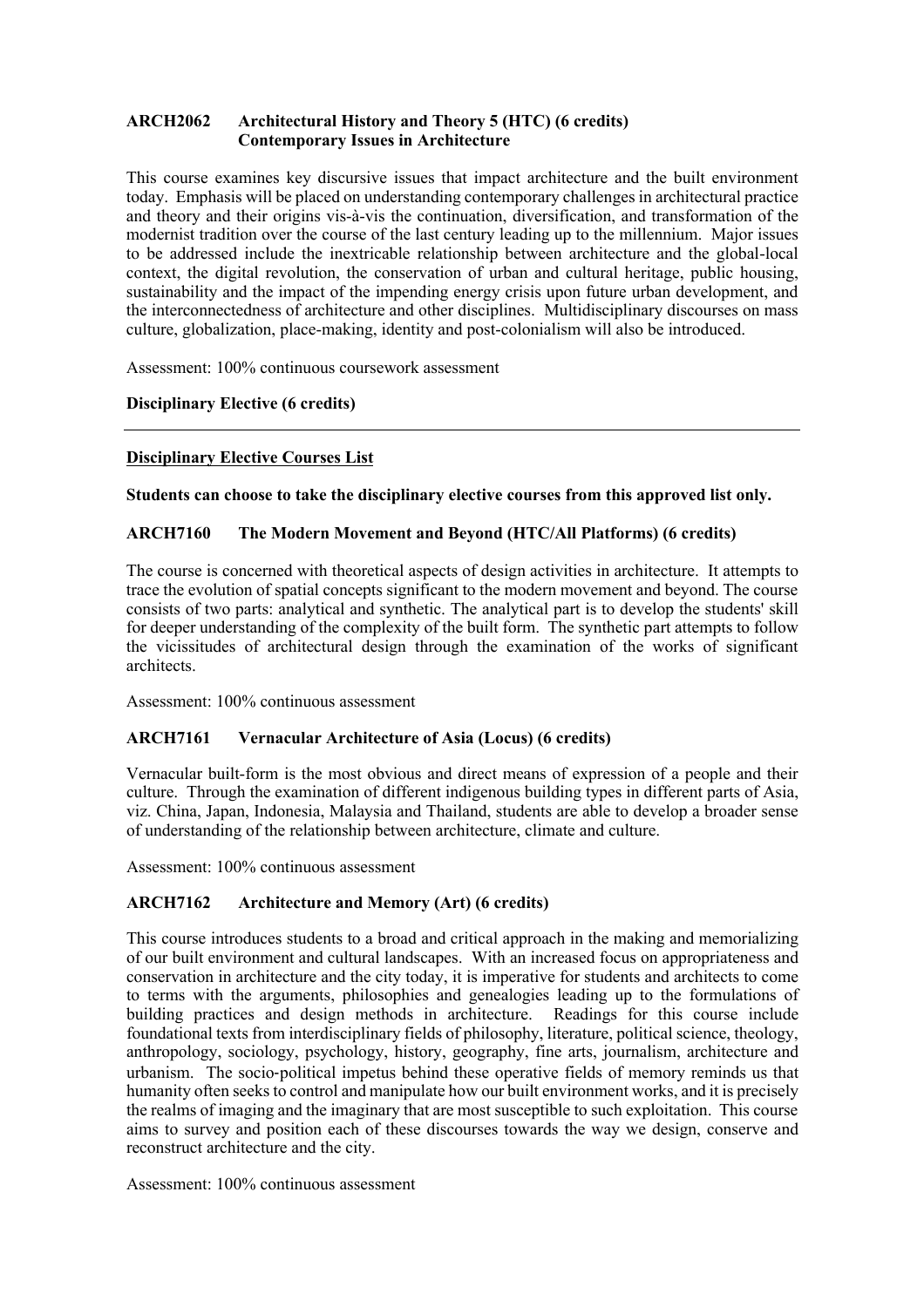**ARCH2062 Architectural History and Theory 5 (HTC) (6 credits)**
**Contemporary Issues in Architecture**

This course examines key discursive issues that impact architecture and the built environment today. Emphasis will be placed on understanding contemporary challenges in architectural practice and theory and their origins vis-à-vis the continuation, diversification, and transformation of the modernist tradition over the course of the last century leading up to the millennium. Major issues to be addressed include the inextricable relationship between architecture and the global-local context, the digital revolution, the conservation of urban and cultural heritage, public housing, sustainability and the impact of the impending energy crisis upon future urban development, and the interconnectedness of architecture and other disciplines. Multidisciplinary discourses on mass culture, globalization, place-making, identity and post-colonialism will also be introduced.

Assessment: 100% continuous coursework assessment

**Disciplinary Elective (6 credits)**

---

**<u>Disciplinary Elective Courses List</u>**

**Students can choose to take the disciplinary elective courses from this approved list only.**

**ARCH7160 The Modern Movement and Beyond (HTC/All Platforms) (6 credits)**

The course is concerned with theoretical aspects of design activities in architecture. It attempts to trace the evolution of spatial concepts significant to the modern movement and beyond. The course consists of two parts: analytical and synthetic. The analytical part is to develop the students' skill for deeper understanding of the complexity of the built form. The synthetic part attempts to follow the vicissitudes of architectural design through the examination of the works of significant architects.

Assessment: 100% continuous assessment

**ARCH7161 Vernacular Architecture of Asia (Locus) (6 credits)**

Vernacular built-form is the most obvious and direct means of expression of a people and their culture. Through the examination of different indigenous building types in different parts of Asia, viz. China, Japan, Indonesia, Malaysia and Thailand, students are able to develop a broader sense of understanding of the relationship between architecture, climate and culture.

Assessment: 100% continuous assessment

**ARCH7162 Architecture and Memory (Art) (6 credits)**

This course introduces students to a broad and critical approach in the making and memorializing of our built environment and cultural landscapes. With an increased focus on appropriateness and conservation in architecture and the city today, it is imperative for students and architects to come to terms with the arguments, philosophies and genealogies leading up to the formulations of building practices and design methods in architecture. Readings for this course include foundational texts from interdisciplinary fields of philosophy, literature, political science, theology, anthropology, sociology, psychology, history, geography, fine arts, journalism, architecture and urbanism. The socio-political impetus behind these operative fields of memory reminds us that humanity often seeks to control and manipulate how our built environment works, and it is precisely the realms of imaging and the imaginary that are most susceptible to such exploitation. This course aims to survey and position each of these discourses towards the way we design, conserve and reconstruct architecture and the city.

Assessment: 100% continuous assessment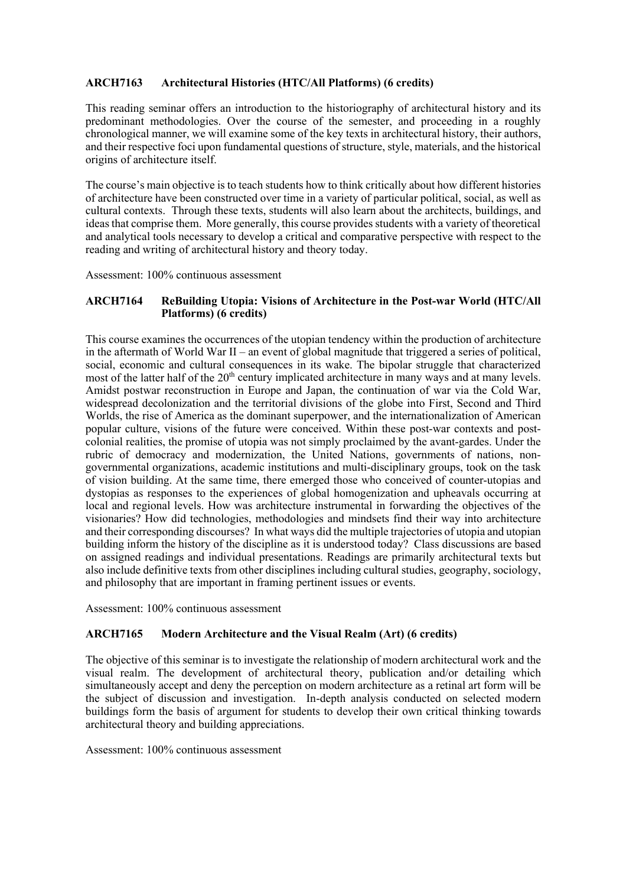**ARCH7163 Architectural Histories (HTC/All Platforms) (6 credits)**

This reading seminar offers an introduction to the historiography of architectural history and its predominant methodologies. Over the course of the semester, and proceeding in a roughly chronological manner, we will examine some of the key texts in architectural history, their authors, and their respective foci upon fundamental questions of structure, style, materials, and the historical origins of architecture itself.

The course's main objective is to teach students how to think critically about how different histories of architecture have been constructed over time in a variety of particular political, social, as well as cultural contexts. Through these texts, students will also learn about the architects, buildings, and ideas that comprise them. More generally, this course provides students with a variety of theoretical and analytical tools necessary to develop a critical and comparative perspective with respect to the reading and writing of architectural history and theory today.

Assessment: 100% continuous assessment

**ARCH7164 ReBuilding Utopia: Visions of Architecture in the Post-war World (HTC/All Platforms) (6 credits)**

This course examines the occurrences of the utopian tendency within the production of architecture in the aftermath of World War II – an event of global magnitude that triggered a series of political, social, economic and cultural consequences in its wake. The bipolar struggle that characterized most of the latter half of the 20th century implicated architecture in many ways and at many levels. Amidst postwar reconstruction in Europe and Japan, the continuation of war via the Cold War, widespread decolonization and the territorial divisions of the globe into First, Second and Third Worlds, the rise of America as the dominant superpower, and the internationalization of American popular culture, visions of the future were conceived. Within these post-war contexts and post-colonial realities, the promise of utopia was not simply proclaimed by the avant-gardes. Under the rubric of democracy and modernization, the United Nations, governments of nations, non-governmental organizations, academic institutions and multi-disciplinary groups, took on the task of vision building. At the same time, there emerged those who conceived of counter-utopias and dystopias as responses to the experiences of global homogenization and upheavals occurring at local and regional levels. How was architecture instrumental in forwarding the objectives of the visionaries? How did technologies, methodologies and mindsets find their way into architecture and their corresponding discourses? In what ways did the multiple trajectories of utopia and utopian building inform the history of the discipline as it is understood today? Class discussions are based on assigned readings and individual presentations. Readings are primarily architectural texts but also include definitive texts from other disciplines including cultural studies, geography, sociology, and philosophy that are important in framing pertinent issues or events.

Assessment: 100% continuous assessment

**ARCH7165 Modern Architecture and the Visual Realm (Art) (6 credits)**

The objective of this seminar is to investigate the relationship of modern architectural work and the visual realm. The development of architectural theory, publication and/or detailing which simultaneously accept and deny the perception on modern architecture as a retinal art form will be the subject of discussion and investigation. In-depth analysis conducted on selected modern buildings form the basis of argument for students to develop their own critical thinking towards architectural theory and building appreciations.

Assessment: 100% continuous assessment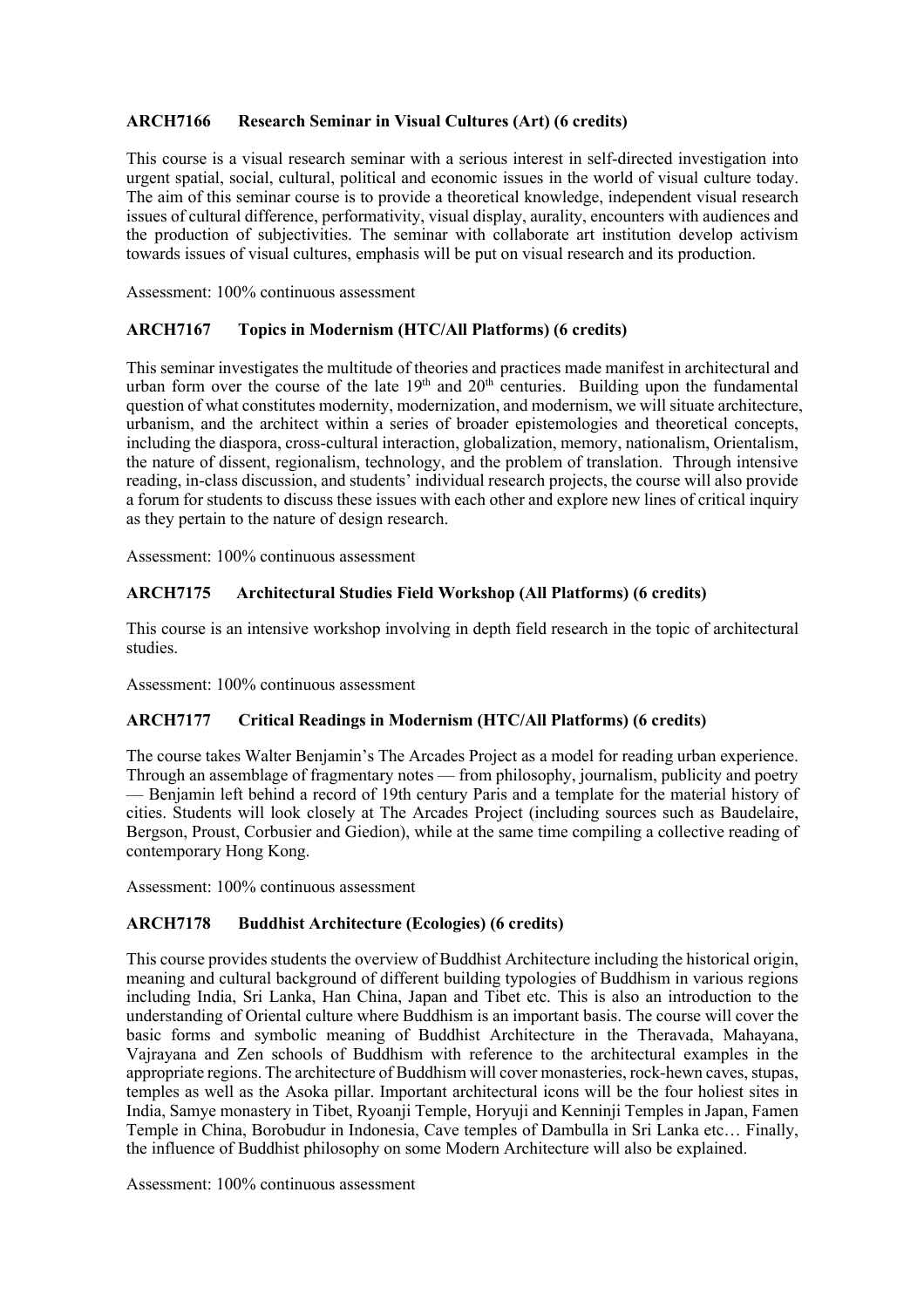**ARCH7166 Research Seminar in Visual Cultures (Art) (6 credits)**

This course is a visual research seminar with a serious interest in self-directed investigation into urgent spatial, social, cultural, political and economic issues in the world of visual culture today. The aim of this seminar course is to provide a theoretical knowledge, independent visual research issues of cultural difference, performativity, visual display, aurality, encounters with audiences and the production of subjectivities. The seminar with collaborate art institution develop activism towards issues of visual cultures, emphasis will be put on visual research and its production.

Assessment: 100% continuous assessment

**ARCH7167 Topics in Modernism (HTC/All Platforms) (6 credits)**

This seminar investigates the multitude of theories and practices made manifest in architectural and urban form over the course of the late 19th and 20th centuries. Building upon the fundamental question of what constitutes modernity, modernization, and modernism, we will situate architecture, urbanism, and the architect within a series of broader epistemologies and theoretical concepts, including the diaspora, cross-cultural interaction, globalization, memory, nationalism, Orientalism, the nature of dissent, regionalism, technology, and the problem of translation. Through intensive reading, in-class discussion, and students' individual research projects, the course will also provide a forum for students to discuss these issues with each other and explore new lines of critical inquiry as they pertain to the nature of design research.

Assessment: 100% continuous assessment

**ARCH7175 Architectural Studies Field Workshop (All Platforms) (6 credits)**

This course is an intensive workshop involving in depth field research in the topic of architectural studies.

Assessment: 100% continuous assessment

**ARCH7177 Critical Readings in Modernism (HTC/All Platforms) (6 credits)**

The course takes Walter Benjamin's The Arcades Project as a model for reading urban experience. Through an assemblage of fragmentary notes — from philosophy, journalism, publicity and poetry — Benjamin left behind a record of 19th century Paris and a template for the material history of cities. Students will look closely at The Arcades Project (including sources such as Baudelaire, Bergson, Proust, Corbusier and Giedion), while at the same time compiling a collective reading of contemporary Hong Kong.

Assessment: 100% continuous assessment

**ARCH7178 Buddhist Architecture (Ecologies) (6 credits)**

This course provides students the overview of Buddhist Architecture including the historical origin, meaning and cultural background of different building typologies of Buddhism in various regions including India, Sri Lanka, Han China, Japan and Tibet etc. This is also an introduction to the understanding of Oriental culture where Buddhism is an important basis. The course will cover the basic forms and symbolic meaning of Buddhist Architecture in the Theravada, Mahayana, Vajrayana and Zen schools of Buddhism with reference to the architectural examples in the appropriate regions. The architecture of Buddhism will cover monasteries, rock-hewn caves, stupas, temples as well as the Asoka pillar. Important architectural icons will be the four holiest sites in India, Samye monastery in Tibet, Ryoanji Temple, Horyuji and Kenninji Temples in Japan, Famen Temple in China, Borobudur in Indonesia, Cave temples of Dambulla in Sri Lanka etc… Finally, the influence of Buddhist philosophy on some Modern Architecture will also be explained.

Assessment: 100% continuous assessment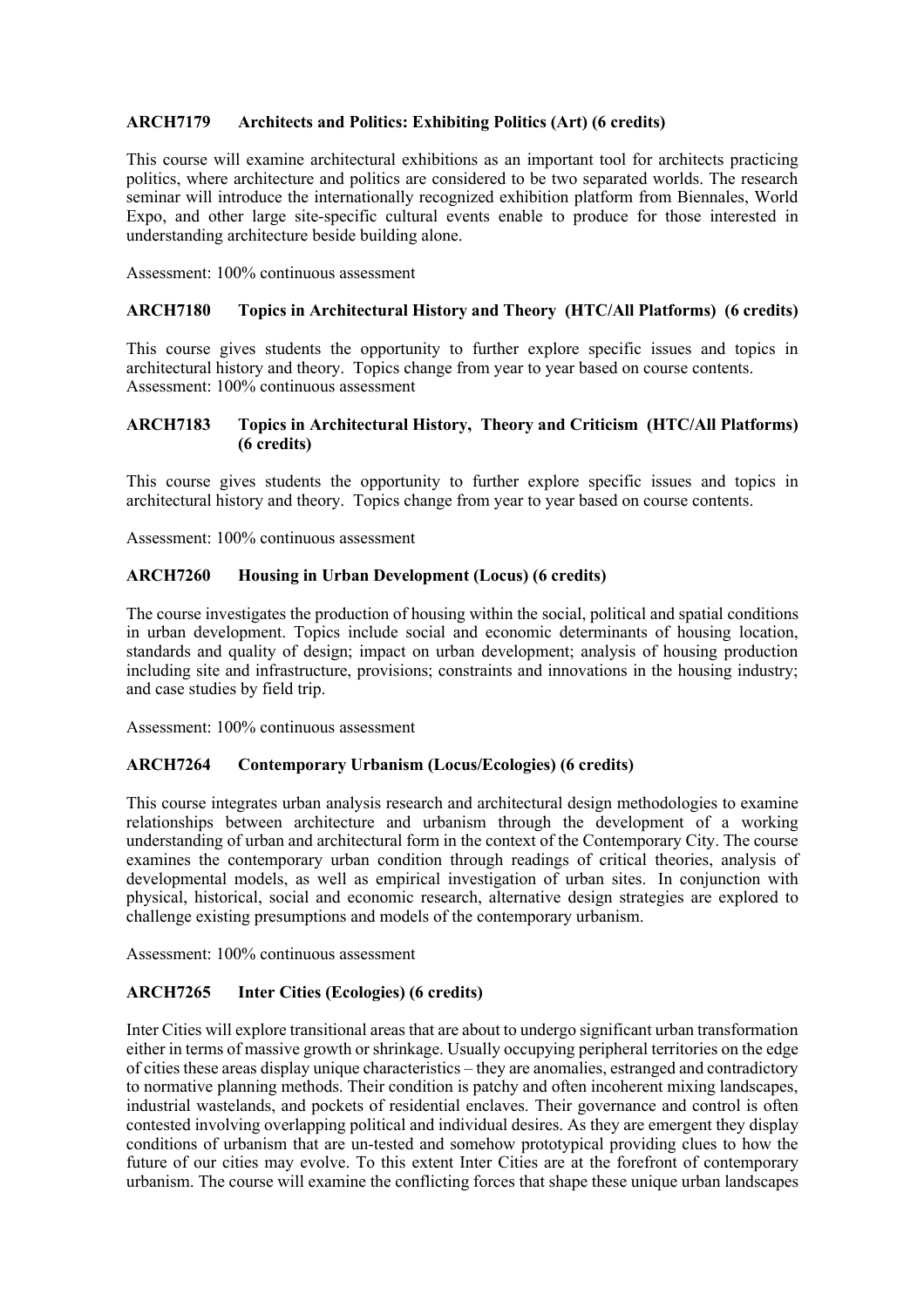### ARCH7179 Architects and Politics: Exhibiting Politics (Art) (6 credits)

This course will examine architectural exhibitions as an important tool for architects practicing politics, where architecture and politics are considered to be two separated worlds. The research seminar will introduce the internationally recognized exhibition platform from Biennales, World Expo, and other large site-specific cultural events enable to produce for those interested in understanding architecture beside building alone.

Assessment: 100% continuous assessment

### ARCH7180 Topics in Architectural History and Theory (HTC/All Platforms) (6 credits)

This course gives students the opportunity to further explore specific issues and topics in architectural history and theory. Topics change from year to year based on course contents.
Assessment: 100% continuous assessment

### ARCH7183 Topics in Architectural History, Theory and Criticism (HTC/All Platforms) (6 credits)

This course gives students the opportunity to further explore specific issues and topics in architectural history and theory. Topics change from year to year based on course contents.

Assessment: 100% continuous assessment

### ARCH7260 Housing in Urban Development (Locus) (6 credits)

The course investigates the production of housing within the social, political and spatial conditions in urban development. Topics include social and economic determinants of housing location, standards and quality of design; impact on urban development; analysis of housing production including site and infrastructure, provisions; constraints and innovations in the housing industry; and case studies by field trip.

Assessment: 100% continuous assessment

### ARCH7264 Contemporary Urbanism (Locus/Ecologies) (6 credits)

This course integrates urban analysis research and architectural design methodologies to examine relationships between architecture and urbanism through the development of a working understanding of urban and architectural form in the context of the Contemporary City. The course examines the contemporary urban condition through readings of critical theories, analysis of developmental models, as well as empirical investigation of urban sites. In conjunction with physical, historical, social and economic research, alternative design strategies are explored to challenge existing presumptions and models of the contemporary urbanism.

Assessment: 100% continuous assessment

### ARCH7265 Inter Cities (Ecologies) (6 credits)

Inter Cities will explore transitional areas that are about to undergo significant urban transformation either in terms of massive growth or shrinkage. Usually occupying peripheral territories on the edge of cities these areas display unique characteristics – they are anomalies, estranged and contradictory to normative planning methods. Their condition is patchy and often incoherent mixing landscapes, industrial wastelands, and pockets of residential enclaves. Their governance and control is often contested involving overlapping political and individual desires. As they are emergent they display conditions of urbanism that are un-tested and somehow prototypical providing clues to how the future of our cities may evolve. To this extent Inter Cities are at the forefront of contemporary urbanism. The course will examine the conflicting forces that shape these unique urban landscapes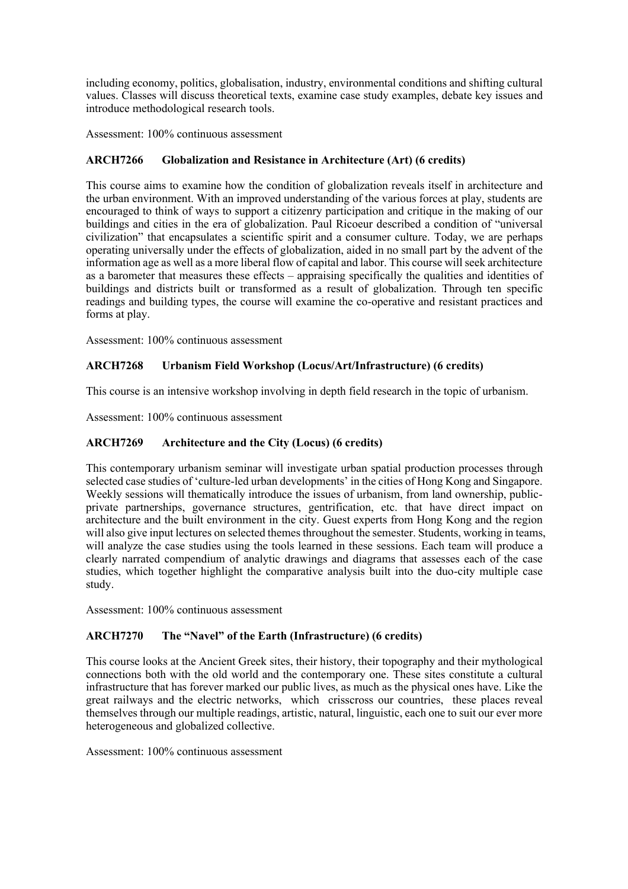including economy, politics, globalisation, industry, environmental conditions and shifting cultural values. Classes will discuss theoretical texts, examine case study examples, debate key issues and introduce methodological research tools.

Assessment: 100% continuous assessment

### ARCH7266 Globalization and Resistance in Architecture (Art) (6 credits)

This course aims to examine how the condition of globalization reveals itself in architecture and the urban environment. With an improved understanding of the various forces at play, students are encouraged to think of ways to support a citizenry participation and critique in the making of our buildings and cities in the era of globalization. Paul Ricoeur described a condition of "universal civilization" that encapsulates a scientific spirit and a consumer culture. Today, we are perhaps operating universally under the effects of globalization, aided in no small part by the advent of the information age as well as a more liberal flow of capital and labor. This course will seek architecture as a barometer that measures these effects – appraising specifically the qualities and identities of buildings and districts built or transformed as a result of globalization. Through ten specific readings and building types, the course will examine the co-operative and resistant practices and forms at play.

Assessment: 100% continuous assessment

### ARCH7268 Urbanism Field Workshop (Locus/Art/Infrastructure) (6 credits)

This course is an intensive workshop involving in depth field research in the topic of urbanism.

Assessment: 100% continuous assessment

### ARCH7269 Architecture and the City (Locus) (6 credits)

This contemporary urbanism seminar will investigate urban spatial production processes through selected case studies of 'culture-led urban developments' in the cities of Hong Kong and Singapore. Weekly sessions will thematically introduce the issues of urbanism, from land ownership, public-private partnerships, governance structures, gentrification, etc. that have direct impact on architecture and the built environment in the city. Guest experts from Hong Kong and the region will also give input lectures on selected themes throughout the semester. Students, working in teams, will analyze the case studies using the tools learned in these sessions. Each team will produce a clearly narrated compendium of analytic drawings and diagrams that assesses each of the case studies, which together highlight the comparative analysis built into the duo-city multiple case study.

Assessment: 100% continuous assessment

### ARCH7270 The "Navel" of the Earth (Infrastructure) (6 credits)

This course looks at the Ancient Greek sites, their history, their topography and their mythological connections both with the old world and the contemporary one. These sites constitute a cultural infrastructure that has forever marked our public lives, as much as the physical ones have. Like the great railways and the electric networks, which crisscross our countries, these places reveal themselves through our multiple readings, artistic, natural, linguistic, each one to suit our ever more heterogeneous and globalized collective.

Assessment: 100% continuous assessment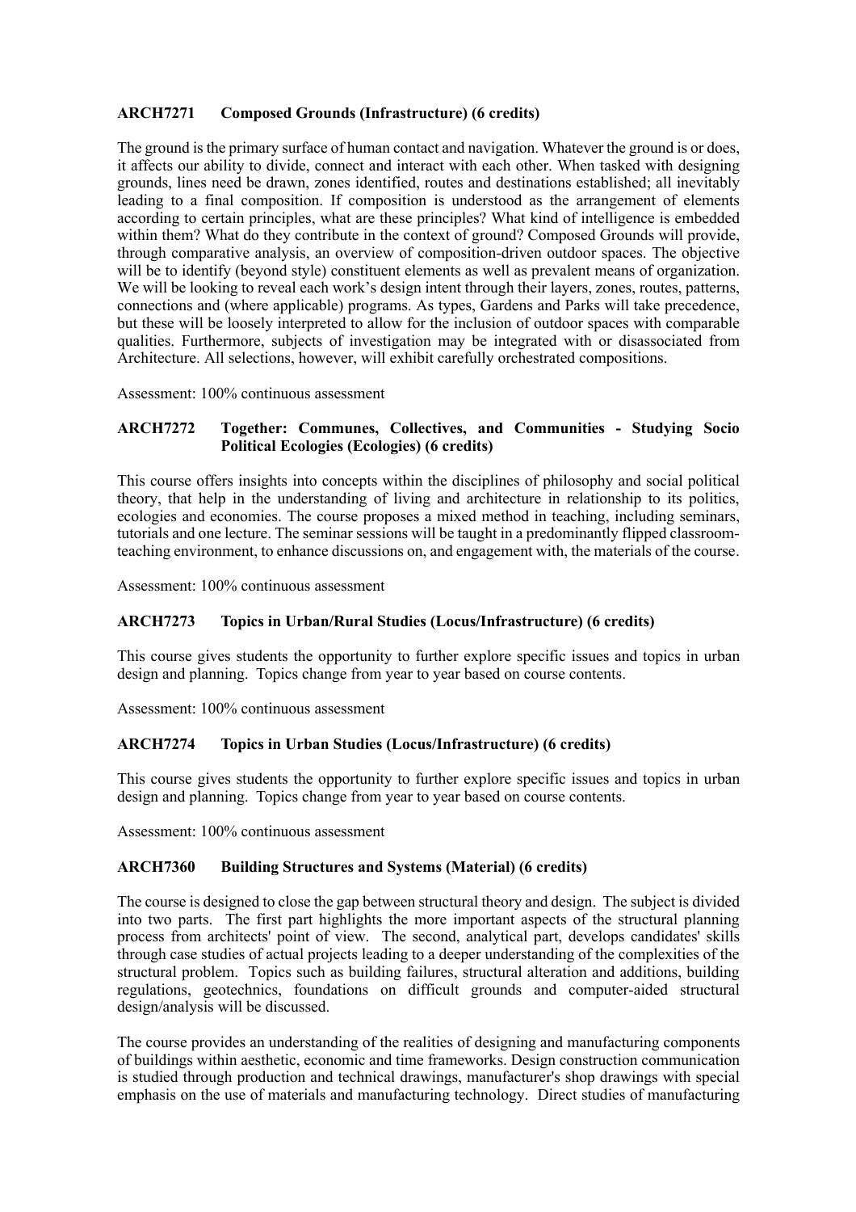**ARCH7271 Composed Grounds (Infrastructure) (6 credits)**

The ground is the primary surface of human contact and navigation. Whatever the ground is or does, it affects our ability to divide, connect and interact with each other. When tasked with designing grounds, lines need be drawn, zones identified, routes and destinations established; all inevitably leading to a final composition. If composition is understood as the arrangement of elements according to certain principles, what are these principles? What kind of intelligence is embedded within them? What do they contribute in the context of ground? Composed Grounds will provide, through comparative analysis, an overview of composition-driven outdoor spaces. The objective will be to identify (beyond style) constituent elements as well as prevalent means of organization. We will be looking to reveal each work's design intent through their layers, zones, routes, patterns, connections and (where applicable) programs. As types, Gardens and Parks will take precedence, but these will be loosely interpreted to allow for the inclusion of outdoor spaces with comparable qualities. Furthermore, subjects of investigation may be integrated with or disassociated from Architecture. All selections, however, will exhibit carefully orchestrated compositions.

Assessment: 100% continuous assessment

**ARCH7272 Together: Communes, Collectives, and Communities - Studying Socio Political Ecologies (Ecologies) (6 credits)**

This course offers insights into concepts within the disciplines of philosophy and social political theory, that help in the understanding of living and architecture in relationship to its politics, ecologies and economies. The course proposes a mixed method in teaching, including seminars, tutorials and one lecture. The seminar sessions will be taught in a predominantly flipped classroom-teaching environment, to enhance discussions on, and engagement with, the materials of the course.

Assessment: 100% continuous assessment

**ARCH7273 Topics in Urban/Rural Studies (Locus/Infrastructure) (6 credits)**

This course gives students the opportunity to further explore specific issues and topics in urban design and planning. Topics change from year to year based on course contents.

Assessment: 100% continuous assessment

**ARCH7274 Topics in Urban Studies (Locus/Infrastructure) (6 credits)**

This course gives students the opportunity to further explore specific issues and topics in urban design and planning. Topics change from year to year based on course contents.

Assessment: 100% continuous assessment

**ARCH7360 Building Structures and Systems (Material) (6 credits)**

The course is designed to close the gap between structural theory and design. The subject is divided into two parts. The first part highlights the more important aspects of the structural planning process from architects' point of view. The second, analytical part, develops candidates' skills through case studies of actual projects leading to a deeper understanding of the complexities of the structural problem. Topics such as building failures, structural alteration and additions, building regulations, geotechnics, foundations on difficult grounds and computer-aided structural design/analysis will be discussed.

The course provides an understanding of the realities of designing and manufacturing components of buildings within aesthetic, economic and time frameworks. Design construction communication is studied through production and technical drawings, manufacturer's shop drawings with special emphasis on the use of materials and manufacturing technology. Direct studies of manufacturing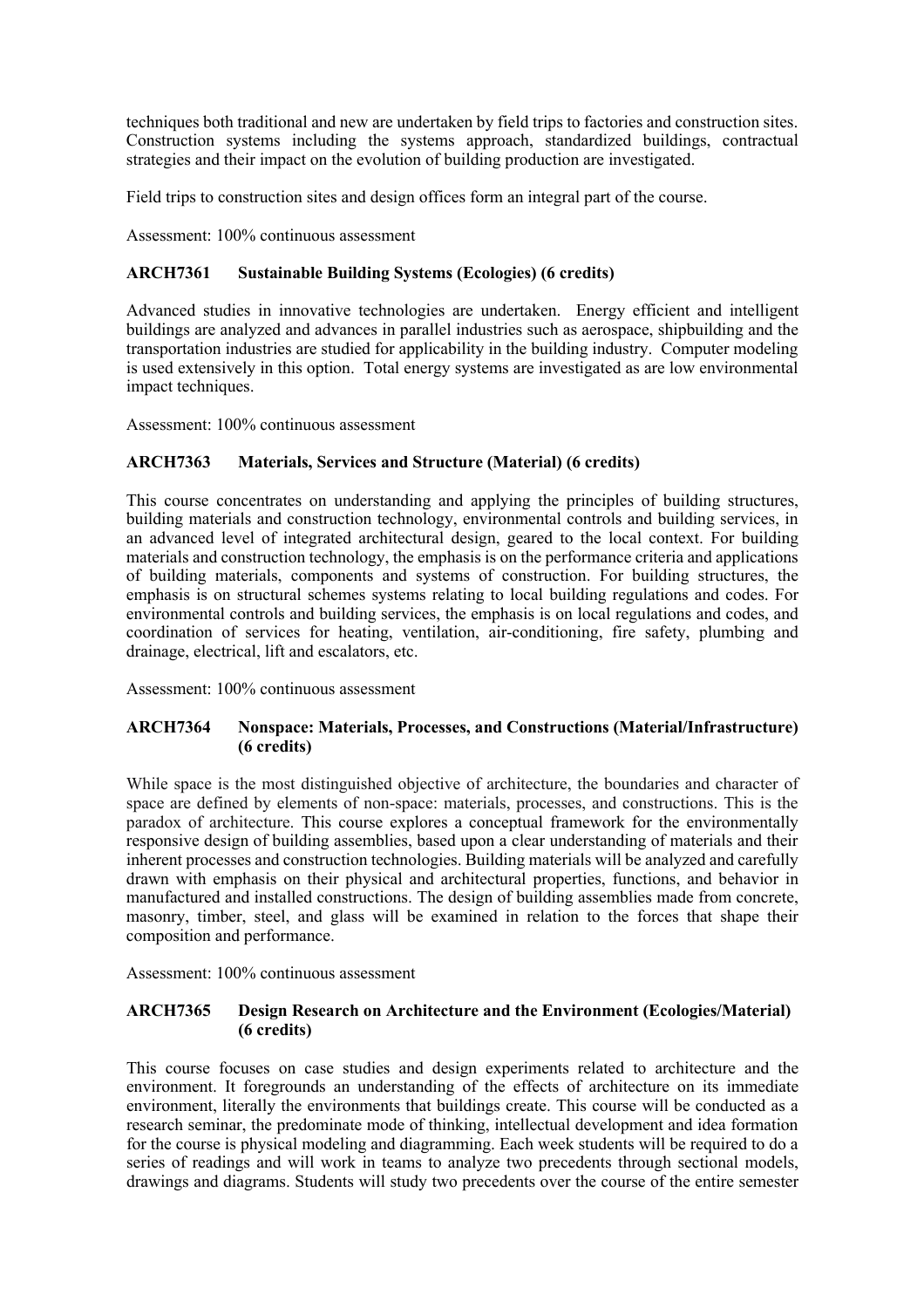techniques both traditional and new are undertaken by field trips to factories and construction sites. Construction systems including the systems approach, standardized buildings, contractual strategies and their impact on the evolution of building production are investigated.

Field trips to construction sites and design offices form an integral part of the course.

Assessment: 100% continuous assessment

**ARCH7361 Sustainable Building Systems (Ecologies) (6 credits)**

Advanced studies in innovative technologies are undertaken. Energy efficient and intelligent buildings are analyzed and advances in parallel industries such as aerospace, shipbuilding and the transportation industries are studied for applicability in the building industry. Computer modeling is used extensively in this option. Total energy systems are investigated as are low environmental impact techniques.

Assessment: 100% continuous assessment

**ARCH7363 Materials, Services and Structure (Material) (6 credits)**

This course concentrates on understanding and applying the principles of building structures, building materials and construction technology, environmental controls and building services, in an advanced level of integrated architectural design, geared to the local context. For building materials and construction technology, the emphasis is on the performance criteria and applications of building materials, components and systems of construction. For building structures, the emphasis is on structural schemes systems relating to local building regulations and codes. For environmental controls and building services, the emphasis is on local regulations and codes, and coordination of services for heating, ventilation, air-conditioning, fire safety, plumbing and drainage, electrical, lift and escalators, etc.

Assessment: 100% continuous assessment

**ARCH7364 Nonspace: Materials, Processes, and Constructions (Material/Infrastructure) (6 credits)**

While space is the most distinguished objective of architecture, the boundaries and character of space are defined by elements of non-space: materials, processes, and constructions. This is the paradox of architecture. This course explores a conceptual framework for the environmentally responsive design of building assemblies, based upon a clear understanding of materials and their inherent processes and construction technologies. Building materials will be analyzed and carefully drawn with emphasis on their physical and architectural properties, functions, and behavior in manufactured and installed constructions. The design of building assemblies made from concrete, masonry, timber, steel, and glass will be examined in relation to the forces that shape their composition and performance.

Assessment: 100% continuous assessment

**ARCH7365 Design Research on Architecture and the Environment (Ecologies/Material) (6 credits)**

This course focuses on case studies and design experiments related to architecture and the environment. It foregrounds an understanding of the effects of architecture on its immediate environment, literally the environments that buildings create. This course will be conducted as a research seminar, the predominate mode of thinking, intellectual development and idea formation for the course is physical modeling and diagramming. Each week students will be required to do a series of readings and will work in teams to analyze two precedents through sectional models, drawings and diagrams. Students will study two precedents over the course of the entire semester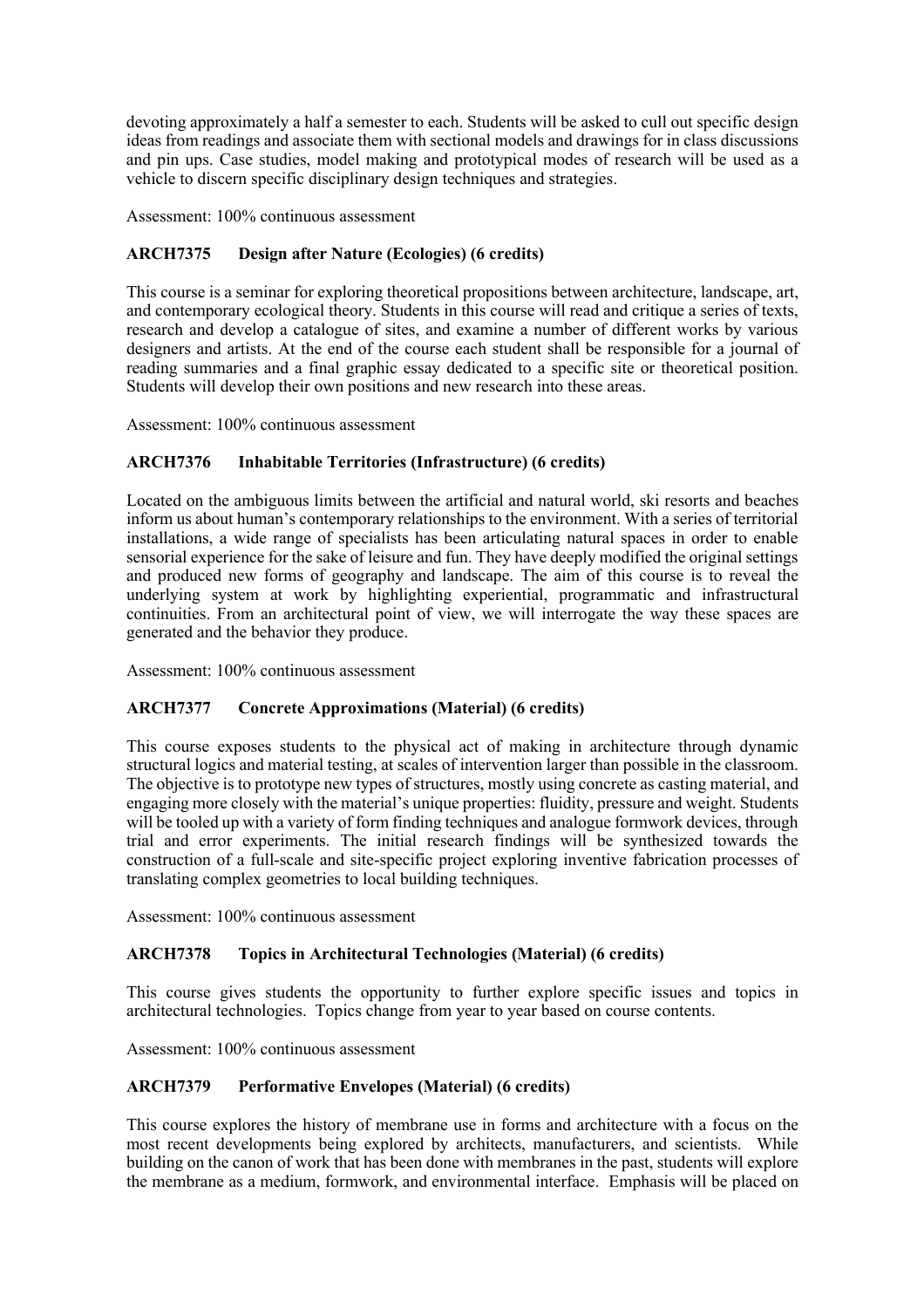devoting approximately a half a semester to each. Students will be asked to cull out specific design ideas from readings and associate them with sectional models and drawings for in class discussions and pin ups. Case studies, model making and prototypical modes of research will be used as a vehicle to discern specific disciplinary design techniques and strategies.

Assessment: 100% continuous assessment

### ARCH7375 Design after Nature (Ecologies) (6 credits)

This course is a seminar for exploring theoretical propositions between architecture, landscape, art, and contemporary ecological theory. Students in this course will read and critique a series of texts, research and develop a catalogue of sites, and examine a number of different works by various designers and artists. At the end of the course each student shall be responsible for a journal of reading summaries and a final graphic essay dedicated to a specific site or theoretical position. Students will develop their own positions and new research into these areas.

Assessment: 100% continuous assessment

### ARCH7376 Inhabitable Territories (Infrastructure) (6 credits)

Located on the ambiguous limits between the artificial and natural world, ski resorts and beaches inform us about human's contemporary relationships to the environment. With a series of territorial installations, a wide range of specialists has been articulating natural spaces in order to enable sensorial experience for the sake of leisure and fun. They have deeply modified the original settings and produced new forms of geography and landscape. The aim of this course is to reveal the underlying system at work by highlighting experiential, programmatic and infrastructural continuities. From an architectural point of view, we will interrogate the way these spaces are generated and the behavior they produce.

Assessment: 100% continuous assessment

### ARCH7377 Concrete Approximations (Material) (6 credits)

This course exposes students to the physical act of making in architecture through dynamic structural logics and material testing, at scales of intervention larger than possible in the classroom. The objective is to prototype new types of structures, mostly using concrete as casting material, and engaging more closely with the material's unique properties: fluidity, pressure and weight. Students will be tooled up with a variety of form finding techniques and analogue formwork devices, through trial and error experiments. The initial research findings will be synthesized towards the construction of a full-scale and site-specific project exploring inventive fabrication processes of translating complex geometries to local building techniques.

Assessment: 100% continuous assessment

### ARCH7378 Topics in Architectural Technologies (Material) (6 credits)

This course gives students the opportunity to further explore specific issues and topics in architectural technologies. Topics change from year to year based on course contents.

Assessment: 100% continuous assessment

### ARCH7379 Performative Envelopes (Material) (6 credits)

This course explores the history of membrane use in forms and architecture with a focus on the most recent developments being explored by architects, manufacturers, and scientists. While building on the canon of work that has been done with membranes in the past, students will explore the membrane as a medium, formwork, and environmental interface. Emphasis will be placed on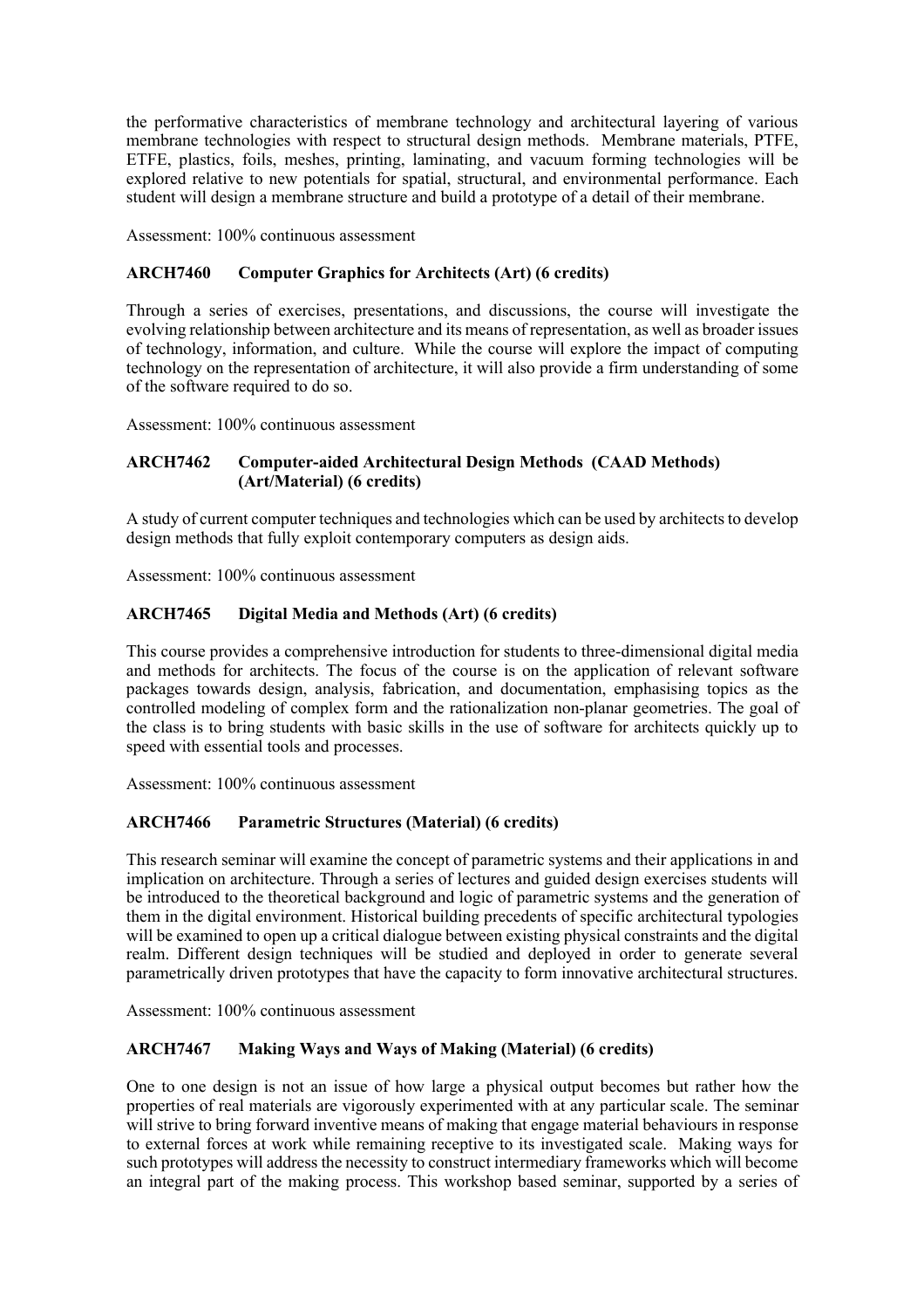the performative characteristics of membrane technology and architectural layering of various membrane technologies with respect to structural design methods. Membrane materials, PTFE, ETFE, plastics, foils, meshes, printing, laminating, and vacuum forming technologies will be explored relative to new potentials for spatial, structural, and environmental performance. Each student will design a membrane structure and build a prototype of a detail of their membrane.

Assessment: 100% continuous assessment

**ARCH7460 Computer Graphics for Architects (Art) (6 credits)**

Through a series of exercises, presentations, and discussions, the course will investigate the evolving relationship between architecture and its means of representation, as well as broader issues of technology, information, and culture. While the course will explore the impact of computing technology on the representation of architecture, it will also provide a firm understanding of some of the software required to do so.

Assessment: 100% continuous assessment

**ARCH7462 Computer-aided Architectural Design Methods (CAAD Methods) (Art/Material) (6 credits)**

A study of current computer techniques and technologies which can be used by architects to develop design methods that fully exploit contemporary computers as design aids.

Assessment: 100% continuous assessment

**ARCH7465 Digital Media and Methods (Art) (6 credits)**

This course provides a comprehensive introduction for students to three-dimensional digital media and methods for architects. The focus of the course is on the application of relevant software packages towards design, analysis, fabrication, and documentation, emphasising topics as the controlled modeling of complex form and the rationalization non-planar geometries. The goal of the class is to bring students with basic skills in the use of software for architects quickly up to speed with essential tools and processes.

Assessment: 100% continuous assessment

**ARCH7466 Parametric Structures (Material) (6 credits)**

This research seminar will examine the concept of parametric systems and their applications in and implication on architecture. Through a series of lectures and guided design exercises students will be introduced to the theoretical background and logic of parametric systems and the generation of them in the digital environment. Historical building precedents of specific architectural typologies will be examined to open up a critical dialogue between existing physical constraints and the digital realm. Different design techniques will be studied and deployed in order to generate several parametrically driven prototypes that have the capacity to form innovative architectural structures.

Assessment: 100% continuous assessment

**ARCH7467 Making Ways and Ways of Making (Material) (6 credits)**

One to one design is not an issue of how large a physical output becomes but rather how the properties of real materials are vigorously experimented with at any particular scale. The seminar will strive to bring forward inventive means of making that engage material behaviours in response to external forces at work while remaining receptive to its investigated scale. Making ways for such prototypes will address the necessity to construct intermediary frameworks which will become an integral part of the making process. This workshop based seminar, supported by a series of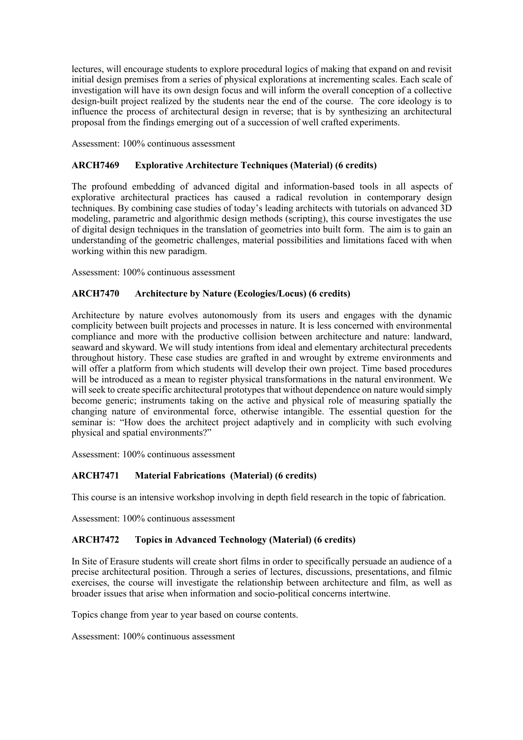lectures, will encourage students to explore procedural logics of making that expand on and revisit initial design premises from a series of physical explorations at incrementing scales. Each scale of investigation will have its own design focus and will inform the overall conception of a collective design-built project realized by the students near the end of the course. The core ideology is to influence the process of architectural design in reverse; that is by synthesizing an architectural proposal from the findings emerging out of a succession of well crafted experiments.

Assessment: 100% continuous assessment

### ARCH7469 Explorative Architecture Techniques (Material) (6 credits)

The profound embedding of advanced digital and information-based tools in all aspects of explorative architectural practices has caused a radical revolution in contemporary design techniques. By combining case studies of today's leading architects with tutorials on advanced 3D modeling, parametric and algorithmic design methods (scripting), this course investigates the use of digital design techniques in the translation of geometries into built form. The aim is to gain an understanding of the geometric challenges, material possibilities and limitations faced with when working within this new paradigm.

Assessment: 100% continuous assessment

### ARCH7470 Architecture by Nature (Ecologies/Locus) (6 credits)

Architecture by nature evolves autonomously from its users and engages with the dynamic complicity between built projects and processes in nature. It is less concerned with environmental compliance and more with the productive collision between architecture and nature: landward, seaward and skyward. We will study intentions from ideal and elementary architectural precedents throughout history. These case studies are grafted in and wrought by extreme environments and will offer a platform from which students will develop their own project. Time based procedures will be introduced as a mean to register physical transformations in the natural environment. We will seek to create specific architectural prototypes that without dependence on nature would simply become generic; instruments taking on the active and physical role of measuring spatially the changing nature of environmental force, otherwise intangible. The essential question for the seminar is: "How does the architect project adaptively and in complicity with such evolving physical and spatial environments?"

Assessment: 100% continuous assessment

### ARCH7471 Material Fabrications (Material) (6 credits)

This course is an intensive workshop involving in depth field research in the topic of fabrication.

Assessment: 100% continuous assessment

### ARCH7472 Topics in Advanced Technology (Material) (6 credits)

In Site of Erasure students will create short films in order to specifically persuade an audience of a precise architectural position. Through a series of lectures, discussions, presentations, and filmic exercises, the course will investigate the relationship between architecture and film, as well as broader issues that arise when information and socio-political concerns intertwine.

Topics change from year to year based on course contents.

Assessment: 100% continuous assessment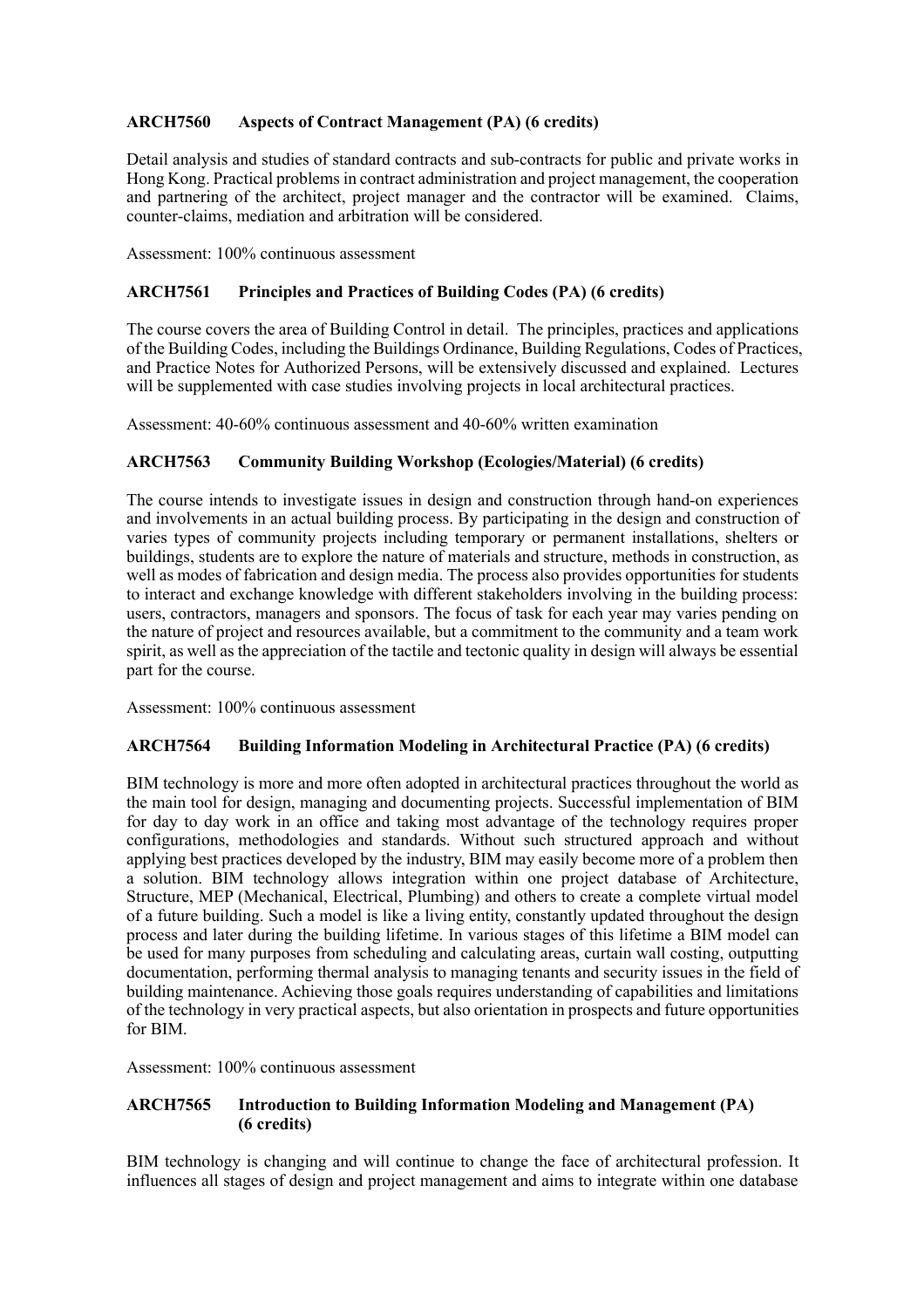### ARCH7560 Aspects of Contract Management (PA) (6 credits)

Detail analysis and studies of standard contracts and sub-contracts for public and private works in Hong Kong. Practical problems in contract administration and project management, the cooperation and partnering of the architect, project manager and the contractor will be examined. Claims, counter-claims, mediation and arbitration will be considered.

Assessment: 100% continuous assessment

### ARCH7561 Principles and Practices of Building Codes (PA) (6 credits)

The course covers the area of Building Control in detail. The principles, practices and applications of the Building Codes, including the Buildings Ordinance, Building Regulations, Codes of Practices, and Practice Notes for Authorized Persons, will be extensively discussed and explained. Lectures will be supplemented with case studies involving projects in local architectural practices.

Assessment: 40-60% continuous assessment and 40-60% written examination

### ARCH7563 Community Building Workshop (Ecologies/Material) (6 credits)

The course intends to investigate issues in design and construction through hand-on experiences and involvements in an actual building process. By participating in the design and construction of varies types of community projects including temporary or permanent installations, shelters or buildings, students are to explore the nature of materials and structure, methods in construction, as well as modes of fabrication and design media. The process also provides opportunities for students to interact and exchange knowledge with different stakeholders involving in the building process: users, contractors, managers and sponsors. The focus of task for each year may varies pending on the nature of project and resources available, but a commitment to the community and a team work spirit, as well as the appreciation of the tactile and tectonic quality in design will always be essential part for the course.

Assessment: 100% continuous assessment

### ARCH7564 Building Information Modeling in Architectural Practice (PA) (6 credits)

BIM technology is more and more often adopted in architectural practices throughout the world as the main tool for design, managing and documenting projects. Successful implementation of BIM for day to day work in an office and taking most advantage of the technology requires proper configurations, methodologies and standards. Without such structured approach and without applying best practices developed by the industry, BIM may easily become more of a problem then a solution. BIM technology allows integration within one project database of Architecture, Structure, MEP (Mechanical, Electrical, Plumbing) and others to create a complete virtual model of a future building. Such a model is like a living entity, constantly updated throughout the design process and later during the building lifetime. In various stages of this lifetime a BIM model can be used for many purposes from scheduling and calculating areas, curtain wall costing, outputting documentation, performing thermal analysis to managing tenants and security issues in the field of building maintenance. Achieving those goals requires understanding of capabilities and limitations of the technology in very practical aspects, but also orientation in prospects and future opportunities for BIM.

Assessment: 100% continuous assessment

### ARCH7565 Introduction to Building Information Modeling and Management (PA) (6 credits)

BIM technology is changing and will continue to change the face of architectural profession. It influences all stages of design and project management and aims to integrate within one database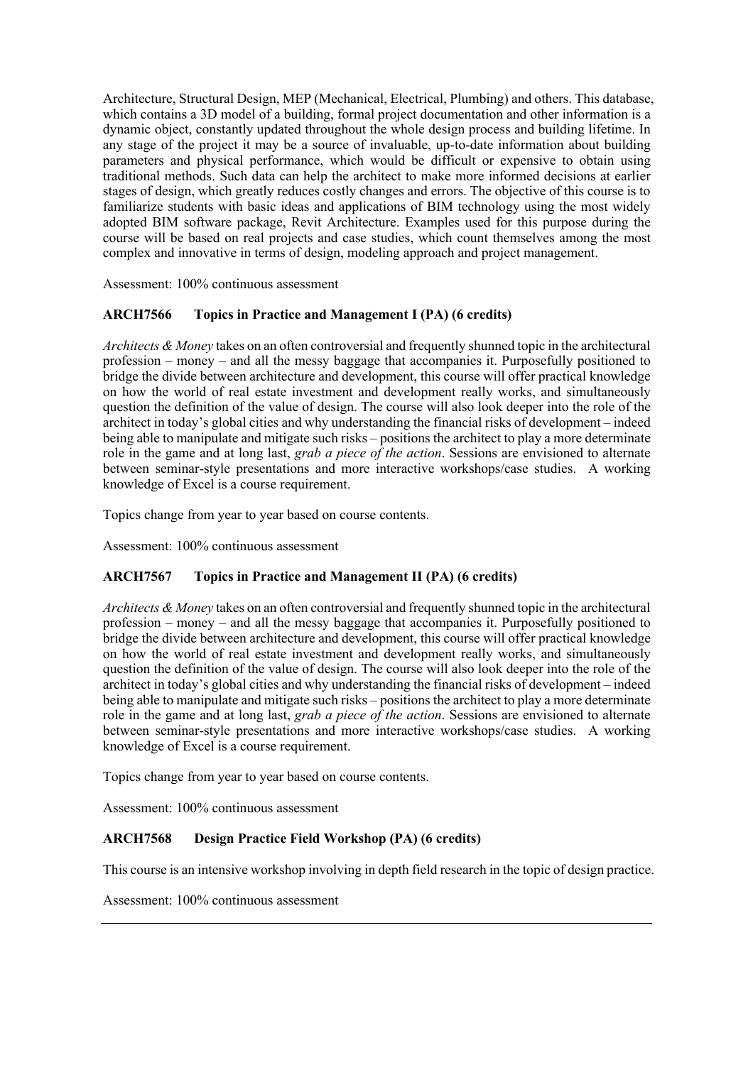Architecture, Structural Design, MEP (Mechanical, Electrical, Plumbing) and others. This database, which contains a 3D model of a building, formal project documentation and other information is a dynamic object, constantly updated throughout the whole design process and building lifetime. In any stage of the project it may be a source of invaluable, up-to-date information about building parameters and physical performance, which would be difficult or expensive to obtain using traditional methods. Such data can help the architect to make more informed decisions at earlier stages of design, which greatly reduces costly changes and errors. The objective of this course is to familiarize students with basic ideas and applications of BIM technology using the most widely adopted BIM software package, Revit Architecture. Examples used for this purpose during the course will be based on real projects and case studies, which count themselves among the most complex and innovative in terms of design, modeling approach and project management.

Assessment: 100% continuous assessment

### ARCH7566 Topics in Practice and Management I (PA) (6 credits)

*Architects & Money* takes on an often controversial and frequently shunned topic in the architectural profession – money – and all the messy baggage that accompanies it. Purposefully positioned to bridge the divide between architecture and development, this course will offer practical knowledge on how the world of real estate investment and development really works, and simultaneously question the definition of the value of design. The course will also look deeper into the role of the architect in today's global cities and why understanding the financial risks of development – indeed being able to manipulate and mitigate such risks – positions the architect to play a more determinate role in the game and at long last, *grab a piece of the action*. Sessions are envisioned to alternate between seminar-style presentations and more interactive workshops/case studies. A working knowledge of Excel is a course requirement.

Topics change from year to year based on course contents.

Assessment: 100% continuous assessment

### ARCH7567 Topics in Practice and Management II (PA) (6 credits)

*Architects & Money* takes on an often controversial and frequently shunned topic in the architectural profession – money – and all the messy baggage that accompanies it. Purposefully positioned to bridge the divide between architecture and development, this course will offer practical knowledge on how the world of real estate investment and development really works, and simultaneously question the definition of the value of design. The course will also look deeper into the role of the architect in today's global cities and why understanding the financial risks of development – indeed being able to manipulate and mitigate such risks – positions the architect to play a more determinate role in the game and at long last, *grab a piece of the action*. Sessions are envisioned to alternate between seminar-style presentations and more interactive workshops/case studies. A working knowledge of Excel is a course requirement.

Topics change from year to year based on course contents.

Assessment: 100% continuous assessment

### ARCH7568 Design Practice Field Workshop (PA) (6 credits)

This course is an intensive workshop involving in depth field research in the topic of design practice.

Assessment: 100% continuous assessment